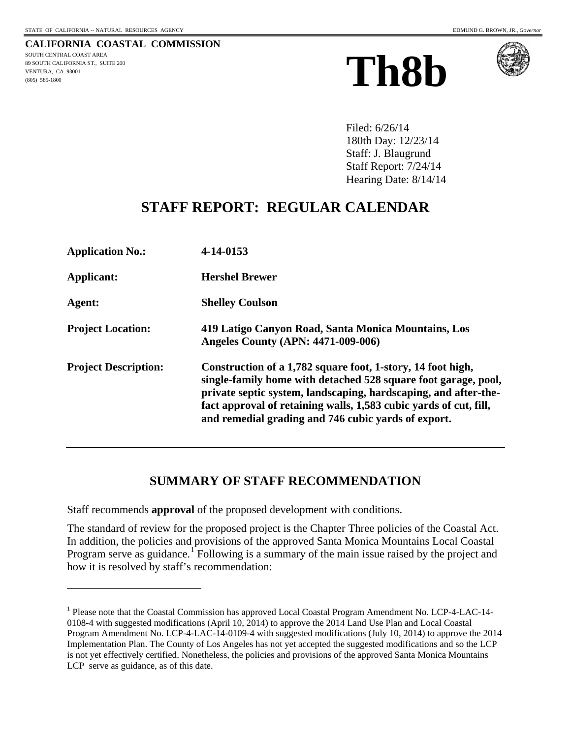STATE OF CALIFORNIA -- NATURAL RESOURCES AGENCY EDMUND G. BROWN, JR., *Governor*

**CALIFORNIA COASTAL COMMISSION**
SOUTH CENTRAL COAST AREA
89 SOUTH CALIFORNIA ST., SUITE 200
VENTURA, CA 93001
(805) 585-1800

# Th8b

Filed: 6/26/14
180th Day: 12/23/14
Staff: J. Blaugrund
Staff Report: 7/24/14
Hearing Date: 8/14/14

## STAFF REPORT: REGULAR CALENDAR

| | |
|---|---|
| **Application No.:** | **4-14-0153** |
| **Applicant:** | **Hershel Brewer** |
| **Agent:** | **Shelley Coulson** |
| **Project Location:** | **419 Latigo Canyon Road, Santa Monica Mountains, Los Angeles County (APN: 4471-009-006)** |
| **Project Description:** | **Construction of a 1,782 square foot, 1-story, 14 foot high, single-family home with detached 528 square foot garage, pool, private septic system, landscaping, hardscaping, and after-the-fact approval of retaining walls, 1,583 cubic yards of cut, fill, and remedial grading and 746 cubic yards of export.** |

---

## SUMMARY OF STAFF RECOMMENDATION

Staff recommends **approval** of the proposed development with conditions.

The standard of review for the proposed project is the Chapter Three policies of the Coastal Act. In addition, the policies and provisions of the approved Santa Monica Mountains Local Coastal Program serve as guidance.[1] Following is a summary of the main issue raised by the project and how it is resolved by staff's recommendation:

---

[1] Please note that the Coastal Commission has approved Local Coastal Program Amendment No. LCP-4-LAC-14-0108-4 with suggested modifications (April 10, 2014) to approve the 2014 Land Use Plan and Local Coastal Program Amendment No. LCP-4-LAC-14-0109-4 with suggested modifications (July 10, 2014) to approve the 2014 Implementation Plan. The County of Los Angeles has not yet accepted the suggested modifications and so the LCP is not yet effectively certified. Nonetheless, the policies and provisions of the approved Santa Monica Mountains LCP serve as guidance, as of this date.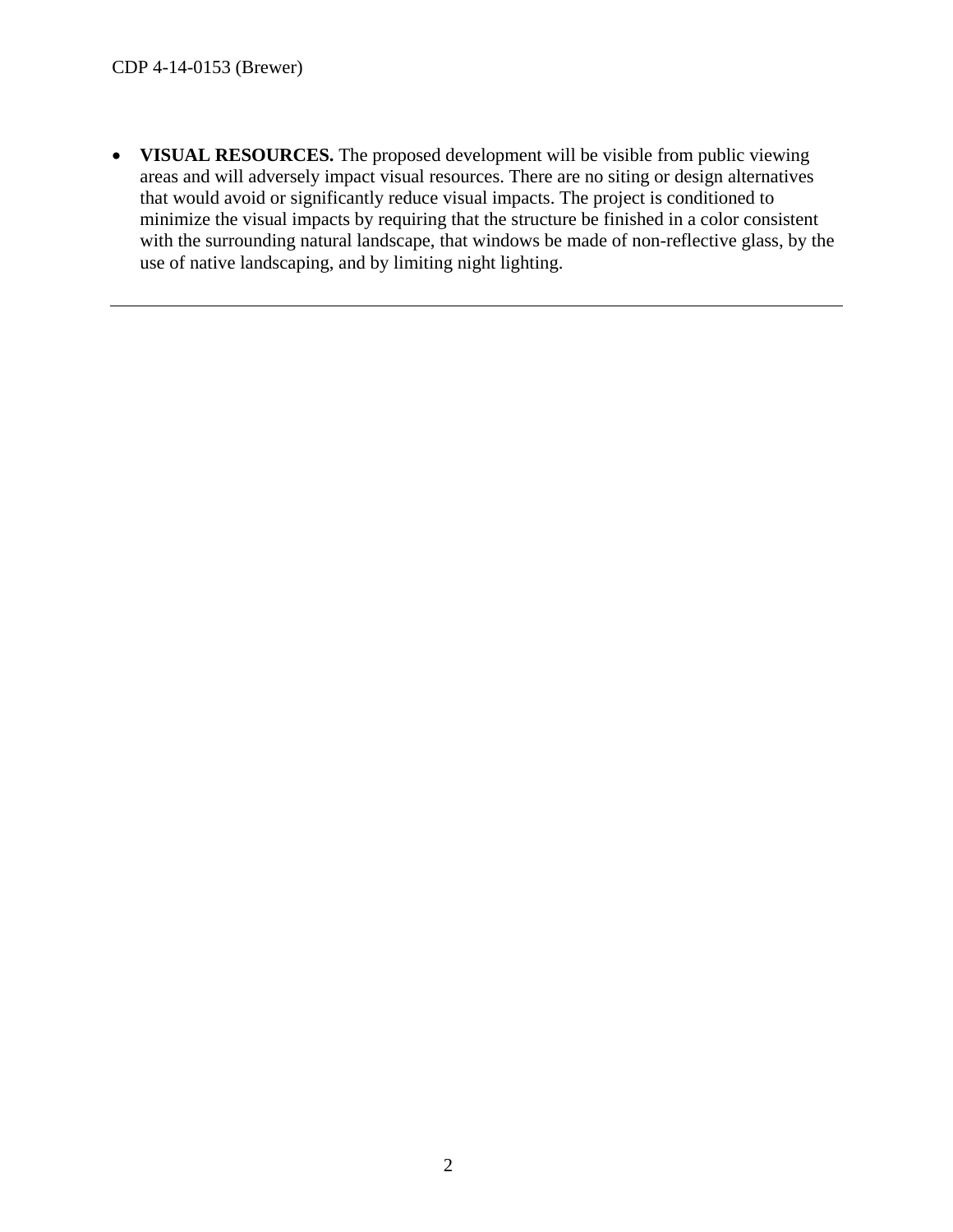- **VISUAL RESOURCES.** The proposed development will be visible from public viewing areas and will adversely impact visual resources. There are no siting or design alternatives that would avoid or significantly reduce visual impacts. The project is conditioned to minimize the visual impacts by requiring that the structure be finished in a color consistent with the surrounding natural landscape, that windows be made of non-reflective glass, by the use of native landscaping, and by limiting night lighting.

---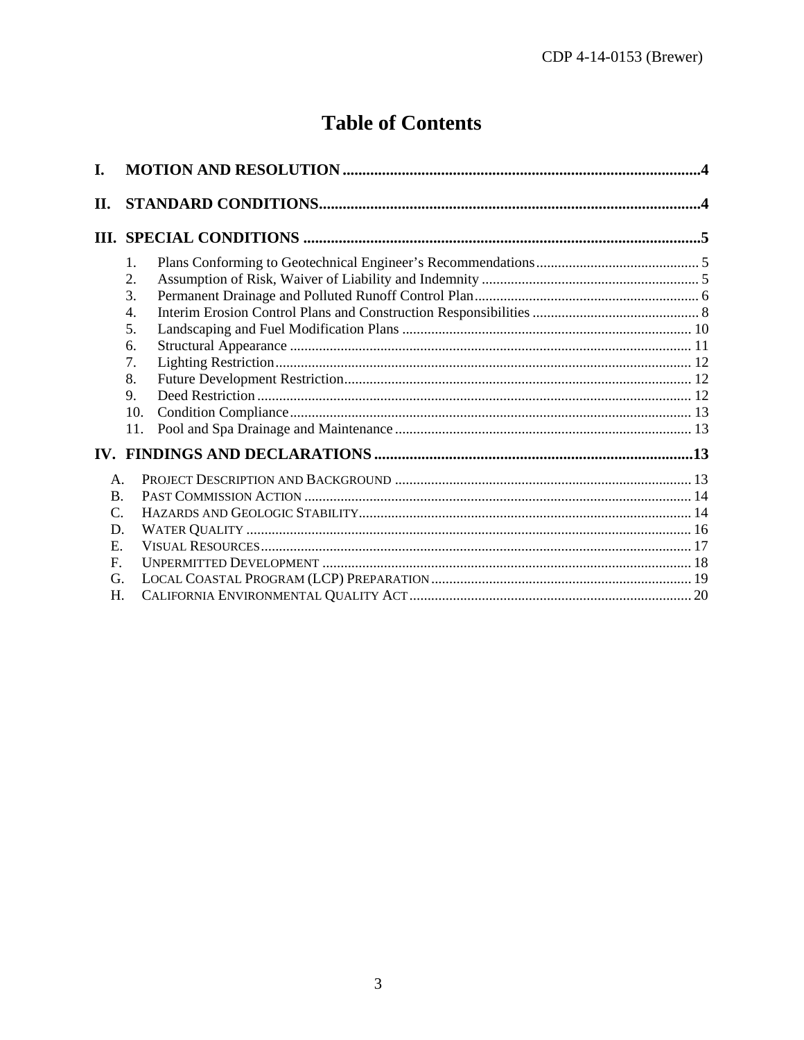# Table of Contents

**I. MOTION AND RESOLUTION** ............................................................ 4

**II. STANDARD CONDITIONS** ............................................................ 4

**III. SPECIAL CONDITIONS** ............................................................ 5

1. Plans Conforming to Geotechnical Engineer's Recommendations ............................................................ 5
2. Assumption of Risk, Waiver of Liability and Indemnity ............................................................ 5
3. Permanent Drainage and Polluted Runoff Control Plan ............................................................ 6
4. Interim Erosion Control Plans and Construction Responsibilities ............................................................ 8
5. Landscaping and Fuel Modification Plans ............................................................ 10
6. Structural Appearance ............................................................ 11
7. Lighting Restriction ............................................................ 12
8. Future Development Restriction ............................................................ 12
9. Deed Restriction ............................................................ 12
10. Condition Compliance ............................................................ 13
11. Pool and Spa Drainage and Maintenance ............................................................ 13

**IV. FINDINGS AND DECLARATIONS** ............................................................ 13

A. PROJECT DESCRIPTION AND BACKGROUND ............................................................ 13
B. PAST COMMISSION ACTION ............................................................ 14
C. HAZARDS AND GEOLOGIC STABILITY ............................................................ 14
D. WATER QUALITY ............................................................ 16
E. VISUAL RESOURCES ............................................................ 17
F. UNPERMITTED DEVELOPMENT ............................................................ 18
G. LOCAL COASTAL PROGRAM (LCP) PREPARATION ............................................................ 19
H. CALIFORNIA ENVIRONMENTAL QUALITY ACT ............................................................ 20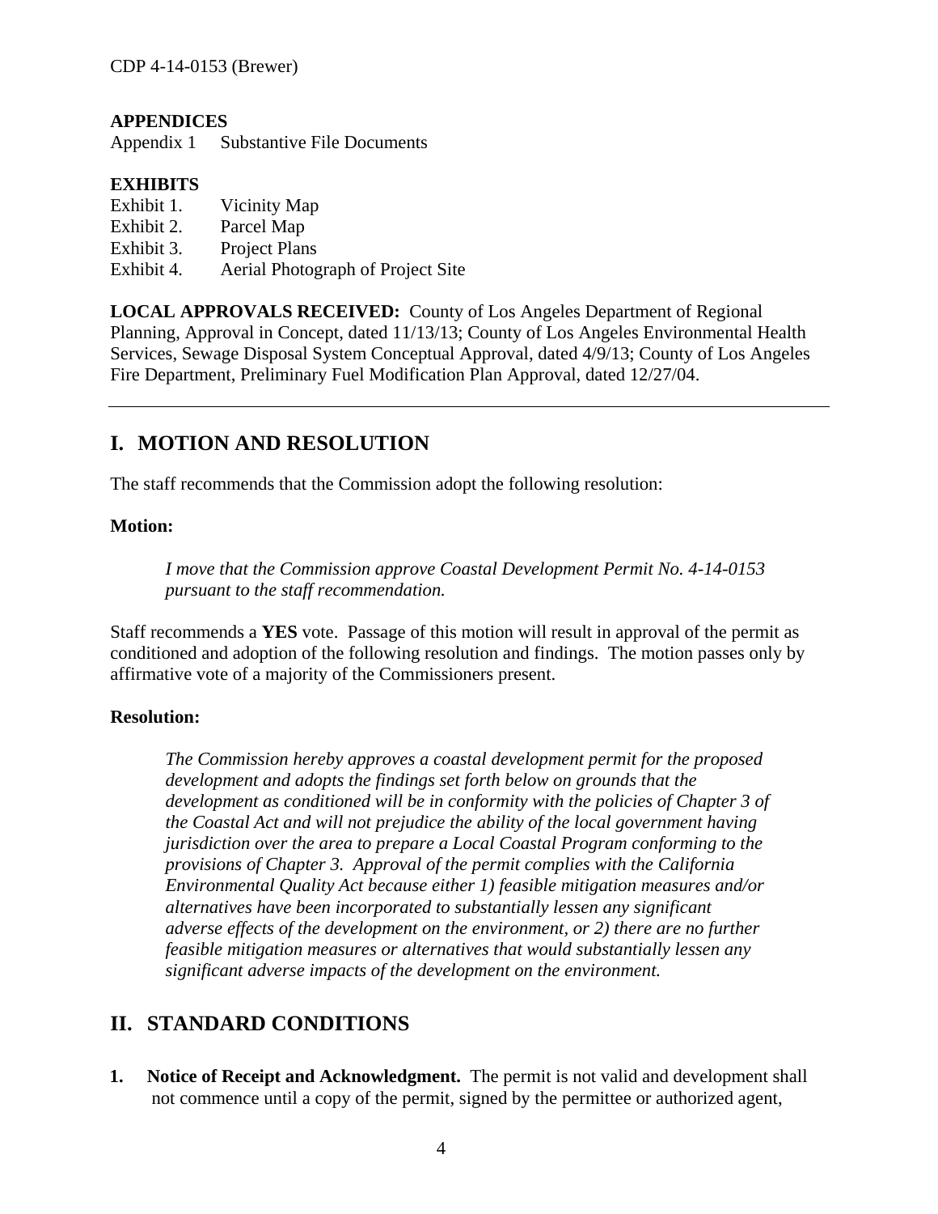**APPENDICES**

Appendix 1 Substantive File Documents

**EXHIBITS**

Exhibit 1. Vicinity Map
Exhibit 2. Parcel Map
Exhibit 3. Project Plans
Exhibit 4. Aerial Photograph of Project Site

**LOCAL APPROVALS RECEIVED:** County of Los Angeles Department of Regional Planning, Approval in Concept, dated 11/13/13; County of Los Angeles Environmental Health Services, Sewage Disposal System Conceptual Approval, dated 4/9/13; County of Los Angeles Fire Department, Preliminary Fuel Modification Plan Approval, dated 12/27/04.

---

## I. MOTION AND RESOLUTION

The staff recommends that the Commission adopt the following resolution:

**Motion:**

> *I move that the Commission approve Coastal Development Permit No. 4-14-0153 pursuant to the staff recommendation.*

Staff recommends a **YES** vote. Passage of this motion will result in approval of the permit as conditioned and adoption of the following resolution and findings. The motion passes only by affirmative vote of a majority of the Commissioners present.

**Resolution:**

> *The Commission hereby approves a coastal development permit for the proposed development and adopts the findings set forth below on grounds that the development as conditioned will be in conformity with the policies of Chapter 3 of the Coastal Act and will not prejudice the ability of the local government having jurisdiction over the area to prepare a Local Coastal Program conforming to the provisions of Chapter 3. Approval of the permit complies with the California Environmental Quality Act because either 1) feasible mitigation measures and/or alternatives have been incorporated to substantially lessen any significant adverse effects of the development on the environment, or 2) there are no further feasible mitigation measures or alternatives that would substantially lessen any significant adverse impacts of the development on the environment.*

## II. STANDARD CONDITIONS

1. **Notice of Receipt and Acknowledgment.** The permit is not valid and development shall not commence until a copy of the permit, signed by the permittee or authorized agent,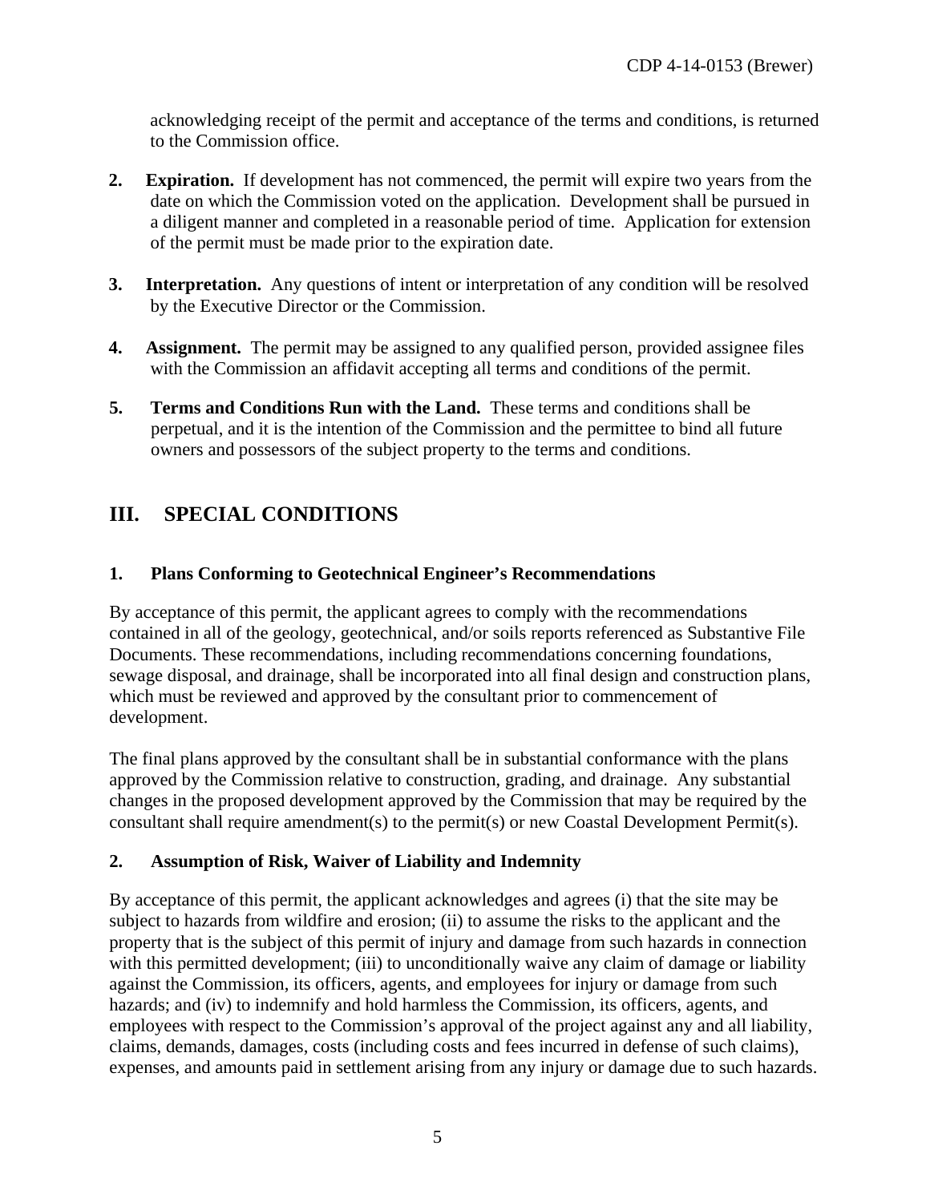acknowledging receipt of the permit and acceptance of the terms and conditions, is returned to the Commission office.

2. **Expiration.** If development has not commenced, the permit will expire two years from the date on which the Commission voted on the application. Development shall be pursued in a diligent manner and completed in a reasonable period of time. Application for extension of the permit must be made prior to the expiration date.

3. **Interpretation.** Any questions of intent or interpretation of any condition will be resolved by the Executive Director or the Commission.

4. **Assignment.** The permit may be assigned to any qualified person, provided assignee files with the Commission an affidavit accepting all terms and conditions of the permit.

5. **Terms and Conditions Run with the Land.** These terms and conditions shall be perpetual, and it is the intention of the Commission and the permittee to bind all future owners and possessors of the subject property to the terms and conditions.

## III. SPECIAL CONDITIONS

### 1. Plans Conforming to Geotechnical Engineer's Recommendations

By acceptance of this permit, the applicant agrees to comply with the recommendations contained in all of the geology, geotechnical, and/or soils reports referenced as Substantive File Documents. These recommendations, including recommendations concerning foundations, sewage disposal, and drainage, shall be incorporated into all final design and construction plans, which must be reviewed and approved by the consultant prior to commencement of development.

The final plans approved by the consultant shall be in substantial conformance with the plans approved by the Commission relative to construction, grading, and drainage. Any substantial changes in the proposed development approved by the Commission that may be required by the consultant shall require amendment(s) to the permit(s) or new Coastal Development Permit(s).

### 2. Assumption of Risk, Waiver of Liability and Indemnity

By acceptance of this permit, the applicant acknowledges and agrees (i) that the site may be subject to hazards from wildfire and erosion; (ii) to assume the risks to the applicant and the property that is the subject of this permit of injury and damage from such hazards in connection with this permitted development; (iii) to unconditionally waive any claim of damage or liability against the Commission, its officers, agents, and employees for injury or damage from such hazards; and (iv) to indemnify and hold harmless the Commission, its officers, agents, and employees with respect to the Commission's approval of the project against any and all liability, claims, demands, damages, costs (including costs and fees incurred in defense of such claims), expenses, and amounts paid in settlement arising from any injury or damage due to such hazards.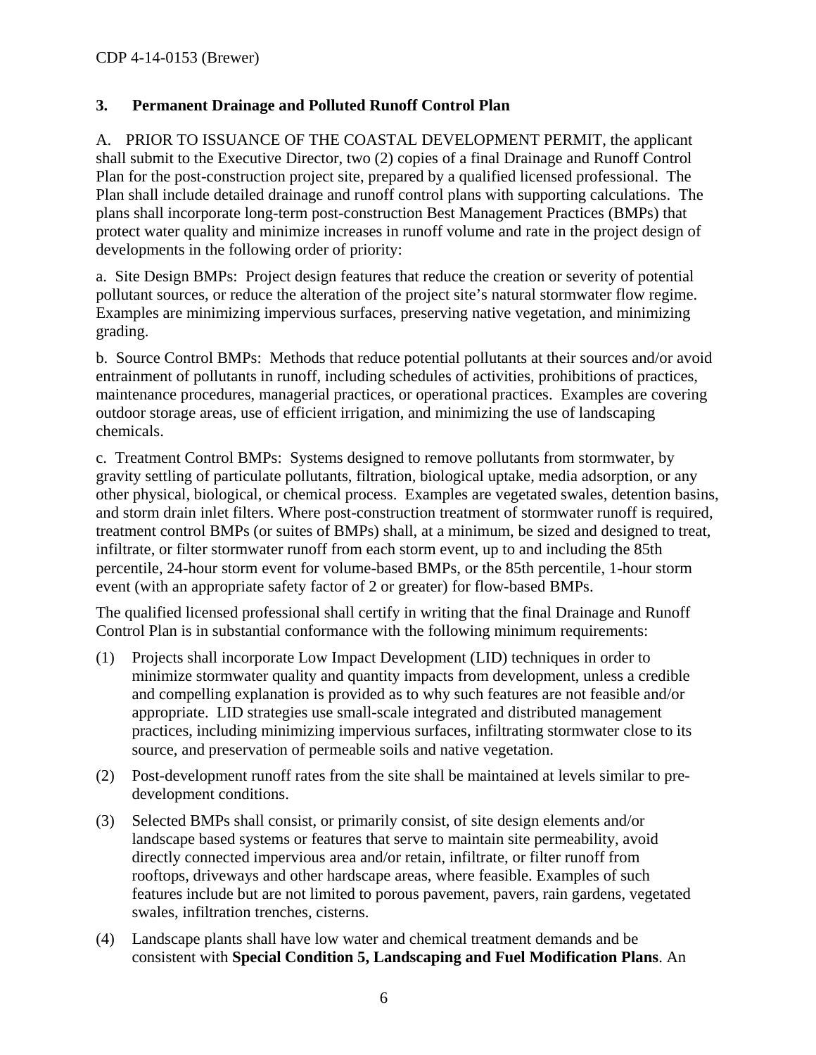### 3. Permanent Drainage and Polluted Runoff Control Plan

A. PRIOR TO ISSUANCE OF THE COASTAL DEVELOPMENT PERMIT, the applicant shall submit to the Executive Director, two (2) copies of a final Drainage and Runoff Control Plan for the post-construction project site, prepared by a qualified licensed professional. The Plan shall include detailed drainage and runoff control plans with supporting calculations. The plans shall incorporate long-term post-construction Best Management Practices (BMPs) that protect water quality and minimize increases in runoff volume and rate in the project design of developments in the following order of priority:

a. Site Design BMPs: Project design features that reduce the creation or severity of potential pollutant sources, or reduce the alteration of the project site's natural stormwater flow regime. Examples are minimizing impervious surfaces, preserving native vegetation, and minimizing grading.

b. Source Control BMPs: Methods that reduce potential pollutants at their sources and/or avoid entrainment of pollutants in runoff, including schedules of activities, prohibitions of practices, maintenance procedures, managerial practices, or operational practices. Examples are covering outdoor storage areas, use of efficient irrigation, and minimizing the use of landscaping chemicals.

c. Treatment Control BMPs: Systems designed to remove pollutants from stormwater, by gravity settling of particulate pollutants, filtration, biological uptake, media adsorption, or any other physical, biological, or chemical process. Examples are vegetated swales, detention basins, and storm drain inlet filters. Where post-construction treatment of stormwater runoff is required, treatment control BMPs (or suites of BMPs) shall, at a minimum, be sized and designed to treat, infiltrate, or filter stormwater runoff from each storm event, up to and including the 85th percentile, 24-hour storm event for volume-based BMPs, or the 85th percentile, 1-hour storm event (with an appropriate safety factor of 2 or greater) for flow-based BMPs.

The qualified licensed professional shall certify in writing that the final Drainage and Runoff Control Plan is in substantial conformance with the following minimum requirements:

(1) Projects shall incorporate Low Impact Development (LID) techniques in order to minimize stormwater quality and quantity impacts from development, unless a credible and compelling explanation is provided as to why such features are not feasible and/or appropriate. LID strategies use small-scale integrated and distributed management practices, including minimizing impervious surfaces, infiltrating stormwater close to its source, and preservation of permeable soils and native vegetation.

(2) Post-development runoff rates from the site shall be maintained at levels similar to pre-development conditions.

(3) Selected BMPs shall consist, or primarily consist, of site design elements and/or landscape based systems or features that serve to maintain site permeability, avoid directly connected impervious area and/or retain, infiltrate, or filter runoff from rooftops, driveways and other hardscape areas, where feasible. Examples of such features include but are not limited to porous pavement, pavers, rain gardens, vegetated swales, infiltration trenches, cisterns.

(4) Landscape plants shall have low water and chemical treatment demands and be consistent with **Special Condition 5, Landscaping and Fuel Modification Plans**. An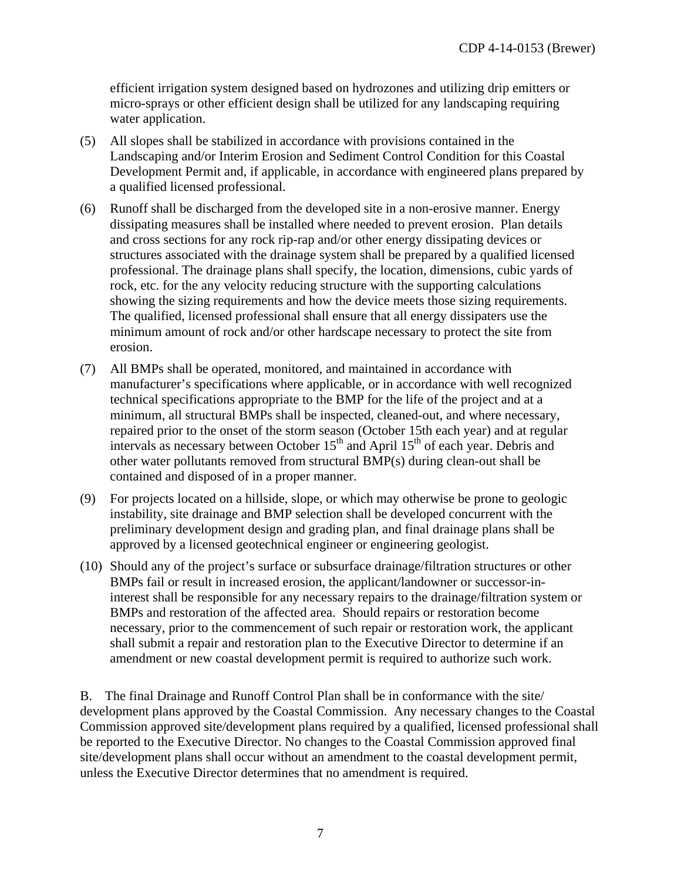efficient irrigation system designed based on hydrozones and utilizing drip emitters or micro-sprays or other efficient design shall be utilized for any landscaping requiring water application.

(5) All slopes shall be stabilized in accordance with provisions contained in the Landscaping and/or Interim Erosion and Sediment Control Condition for this Coastal Development Permit and, if applicable, in accordance with engineered plans prepared by a qualified licensed professional.

(6) Runoff shall be discharged from the developed site in a non-erosive manner. Energy dissipating measures shall be installed where needed to prevent erosion. Plan details and cross sections for any rock rip-rap and/or other energy dissipating devices or structures associated with the drainage system shall be prepared by a qualified licensed professional. The drainage plans shall specify, the location, dimensions, cubic yards of rock, etc. for the any velocity reducing structure with the supporting calculations showing the sizing requirements and how the device meets those sizing requirements. The qualified, licensed professional shall ensure that all energy dissipaters use the minimum amount of rock and/or other hardscape necessary to protect the site from erosion.

(7) All BMPs shall be operated, monitored, and maintained in accordance with manufacturer's specifications where applicable, or in accordance with well recognized technical specifications appropriate to the BMP for the life of the project and at a minimum, all structural BMPs shall be inspected, cleaned-out, and where necessary, repaired prior to the onset of the storm season (October 15th each year) and at regular intervals as necessary between October 15th and April 15th of each year. Debris and other water pollutants removed from structural BMP(s) during clean-out shall be contained and disposed of in a proper manner.

(9) For projects located on a hillside, slope, or which may otherwise be prone to geologic instability, site drainage and BMP selection shall be developed concurrent with the preliminary development design and grading plan, and final drainage plans shall be approved by a licensed geotechnical engineer or engineering geologist.

(10) Should any of the project's surface or subsurface drainage/filtration structures or other BMPs fail or result in increased erosion, the applicant/landowner or successor-in-interest shall be responsible for any necessary repairs to the drainage/filtration system or BMPs and restoration of the affected area. Should repairs or restoration become necessary, prior to the commencement of such repair or restoration work, the applicant shall submit a repair and restoration plan to the Executive Director to determine if an amendment or new coastal development permit is required to authorize such work.

B. The final Drainage and Runoff Control Plan shall be in conformance with the site/ development plans approved by the Coastal Commission. Any necessary changes to the Coastal Commission approved site/development plans required by a qualified, licensed professional shall be reported to the Executive Director. No changes to the Coastal Commission approved final site/development plans shall occur without an amendment to the coastal development permit, unless the Executive Director determines that no amendment is required.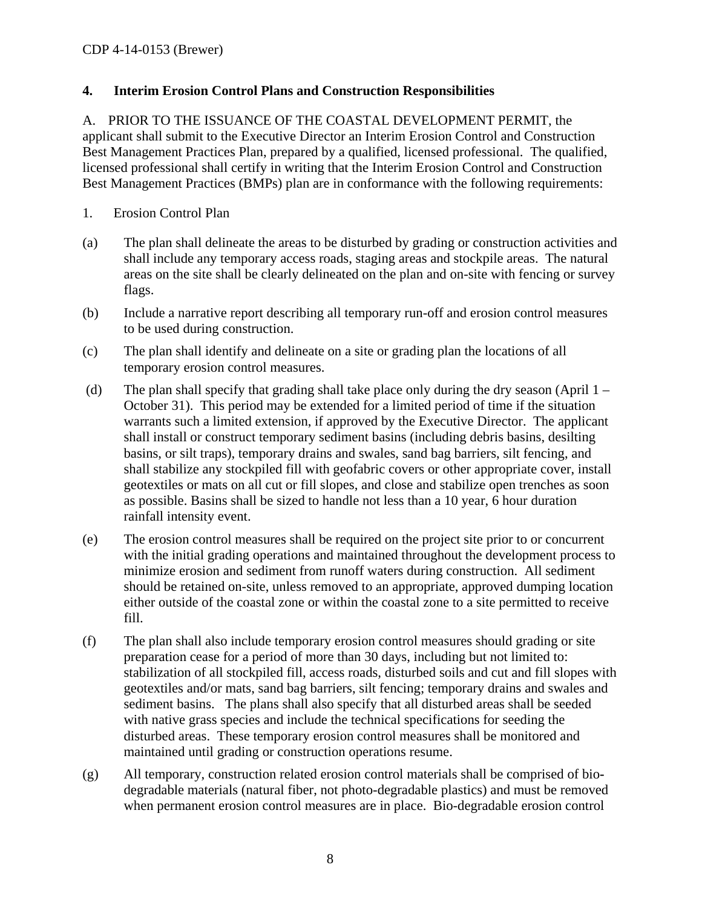### 4. Interim Erosion Control Plans and Construction Responsibilities

A. PRIOR TO THE ISSUANCE OF THE COASTAL DEVELOPMENT PERMIT, the applicant shall submit to the Executive Director an Interim Erosion Control and Construction Best Management Practices Plan, prepared by a qualified, licensed professional. The qualified, licensed professional shall certify in writing that the Interim Erosion Control and Construction Best Management Practices (BMPs) plan are in conformance with the following requirements:

1. Erosion Control Plan

(a) The plan shall delineate the areas to be disturbed by grading or construction activities and shall include any temporary access roads, staging areas and stockpile areas. The natural areas on the site shall be clearly delineated on the plan and on-site with fencing or survey flags.

(b) Include a narrative report describing all temporary run-off and erosion control measures to be used during construction.

(c) The plan shall identify and delineate on a site or grading plan the locations of all temporary erosion control measures.

(d) The plan shall specify that grading shall take place only during the dry season (April 1 – October 31). This period may be extended for a limited period of time if the situation warrants such a limited extension, if approved by the Executive Director. The applicant shall install or construct temporary sediment basins (including debris basins, desilting basins, or silt traps), temporary drains and swales, sand bag barriers, silt fencing, and shall stabilize any stockpiled fill with geofabric covers or other appropriate cover, install geotextiles or mats on all cut or fill slopes, and close and stabilize open trenches as soon as possible. Basins shall be sized to handle not less than a 10 year, 6 hour duration rainfall intensity event.

(e) The erosion control measures shall be required on the project site prior to or concurrent with the initial grading operations and maintained throughout the development process to minimize erosion and sediment from runoff waters during construction. All sediment should be retained on-site, unless removed to an appropriate, approved dumping location either outside of the coastal zone or within the coastal zone to a site permitted to receive fill.

(f) The plan shall also include temporary erosion control measures should grading or site preparation cease for a period of more than 30 days, including but not limited to: stabilization of all stockpiled fill, access roads, disturbed soils and cut and fill slopes with geotextiles and/or mats, sand bag barriers, silt fencing; temporary drains and swales and sediment basins. The plans shall also specify that all disturbed areas shall be seeded with native grass species and include the technical specifications for seeding the disturbed areas. These temporary erosion control measures shall be monitored and maintained until grading or construction operations resume.

(g) All temporary, construction related erosion control materials shall be comprised of bio-degradable materials (natural fiber, not photo-degradable plastics) and must be removed when permanent erosion control measures are in place. Bio-degradable erosion control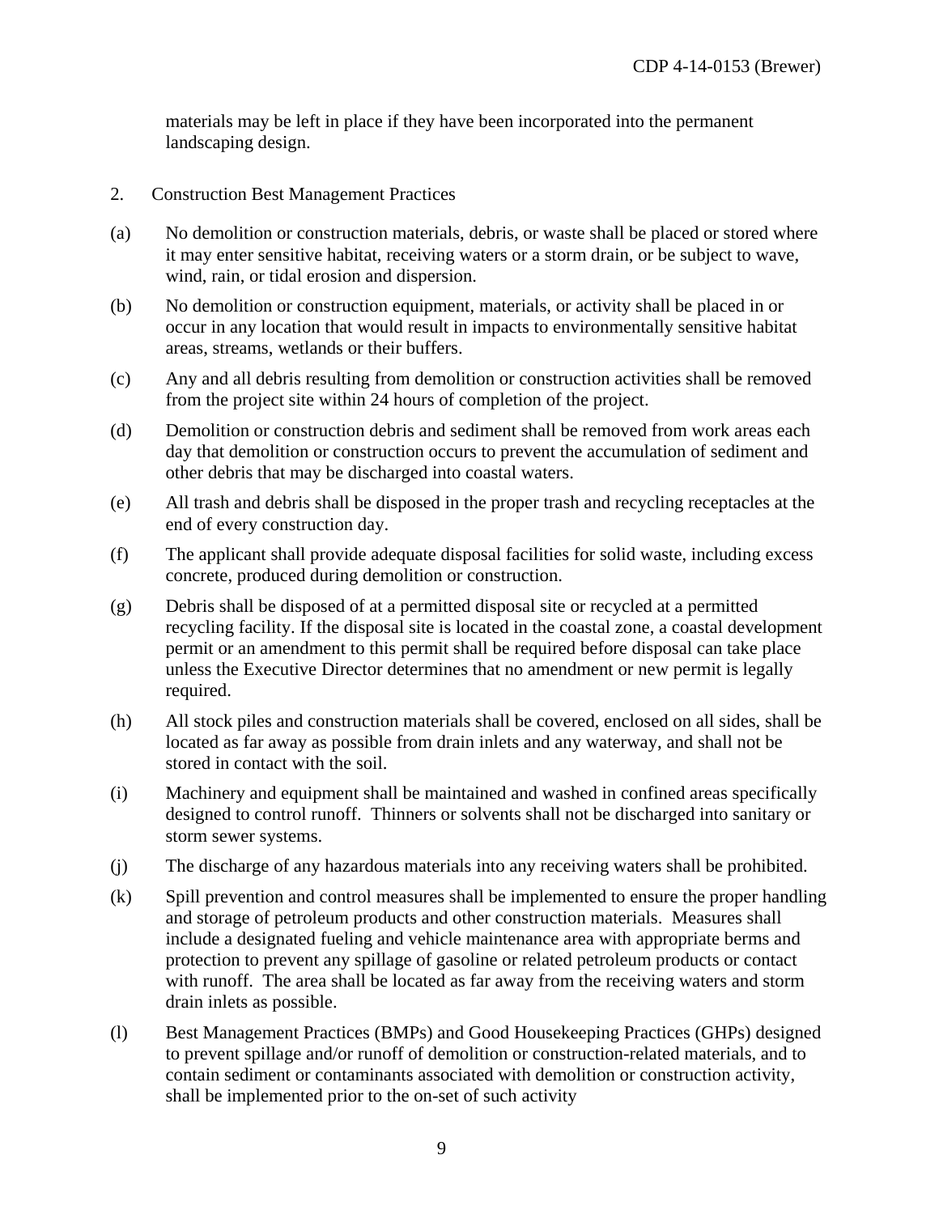materials may be left in place if they have been incorporated into the permanent landscaping design.

2. Construction Best Management Practices

(a) No demolition or construction materials, debris, or waste shall be placed or stored where it may enter sensitive habitat, receiving waters or a storm drain, or be subject to wave, wind, rain, or tidal erosion and dispersion.

(b) No demolition or construction equipment, materials, or activity shall be placed in or occur in any location that would result in impacts to environmentally sensitive habitat areas, streams, wetlands or their buffers.

(c) Any and all debris resulting from demolition or construction activities shall be removed from the project site within 24 hours of completion of the project.

(d) Demolition or construction debris and sediment shall be removed from work areas each day that demolition or construction occurs to prevent the accumulation of sediment and other debris that may be discharged into coastal waters.

(e) All trash and debris shall be disposed in the proper trash and recycling receptacles at the end of every construction day.

(f) The applicant shall provide adequate disposal facilities for solid waste, including excess concrete, produced during demolition or construction.

(g) Debris shall be disposed of at a permitted disposal site or recycled at a permitted recycling facility. If the disposal site is located in the coastal zone, a coastal development permit or an amendment to this permit shall be required before disposal can take place unless the Executive Director determines that no amendment or new permit is legally required.

(h) All stock piles and construction materials shall be covered, enclosed on all sides, shall be located as far away as possible from drain inlets and any waterway, and shall not be stored in contact with the soil.

(i) Machinery and equipment shall be maintained and washed in confined areas specifically designed to control runoff. Thinners or solvents shall not be discharged into sanitary or storm sewer systems.

(j) The discharge of any hazardous materials into any receiving waters shall be prohibited.

(k) Spill prevention and control measures shall be implemented to ensure the proper handling and storage of petroleum products and other construction materials. Measures shall include a designated fueling and vehicle maintenance area with appropriate berms and protection to prevent any spillage of gasoline or related petroleum products or contact with runoff. The area shall be located as far away from the receiving waters and storm drain inlets as possible.

(l) Best Management Practices (BMPs) and Good Housekeeping Practices (GHPs) designed to prevent spillage and/or runoff of demolition or construction-related materials, and to contain sediment or contaminants associated with demolition or construction activity, shall be implemented prior to the on-set of such activity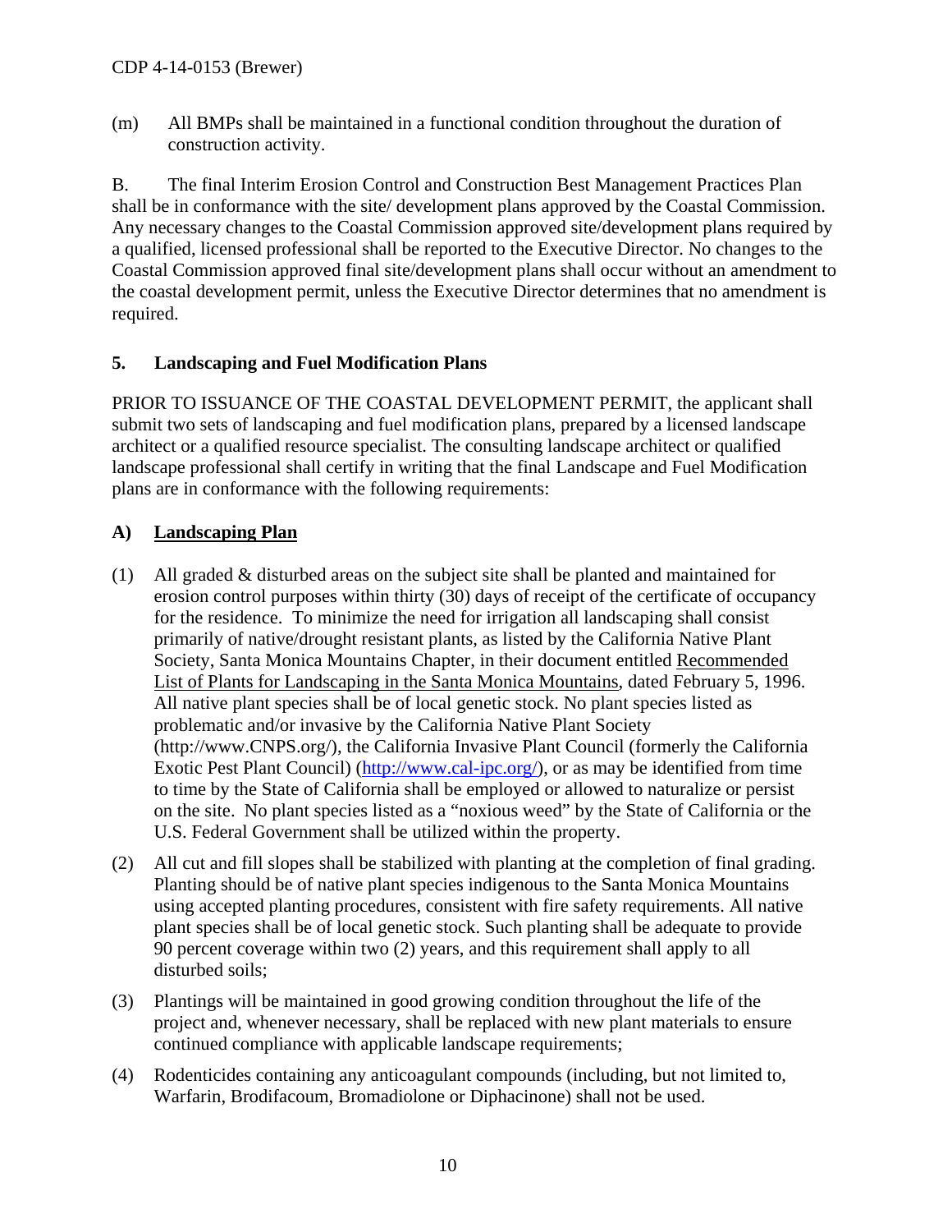(m) All BMPs shall be maintained in a functional condition throughout the duration of construction activity.

B. The final Interim Erosion Control and Construction Best Management Practices Plan shall be in conformance with the site/ development plans approved by the Coastal Commission. Any necessary changes to the Coastal Commission approved site/development plans required by a qualified, licensed professional shall be reported to the Executive Director. No changes to the Coastal Commission approved final site/development plans shall occur without an amendment to the coastal development permit, unless the Executive Director determines that no amendment is required.

## 5. Landscaping and Fuel Modification Plans

PRIOR TO ISSUANCE OF THE COASTAL DEVELOPMENT PERMIT, the applicant shall submit two sets of landscaping and fuel modification plans, prepared by a licensed landscape architect or a qualified resource specialist. The consulting landscape architect or qualified landscape professional shall certify in writing that the final Landscape and Fuel Modification plans are in conformance with the following requirements:

### A) Landscaping Plan

(1) All graded & disturbed areas on the subject site shall be planted and maintained for erosion control purposes within thirty (30) days of receipt of the certificate of occupancy for the residence. To minimize the need for irrigation all landscaping shall consist primarily of native/drought resistant plants, as listed by the California Native Plant Society, Santa Monica Mountains Chapter, in their document entitled Recommended List of Plants for Landscaping in the Santa Monica Mountains, dated February 5, 1996. All native plant species shall be of local genetic stock. No plant species listed as problematic and/or invasive by the California Native Plant Society (http://www.CNPS.org/), the California Invasive Plant Council (formerly the California Exotic Pest Plant Council) (http://www.cal-ipc.org/), or as may be identified from time to time by the State of California shall be employed or allowed to naturalize or persist on the site. No plant species listed as a "noxious weed" by the State of California or the U.S. Federal Government shall be utilized within the property.

(2) All cut and fill slopes shall be stabilized with planting at the completion of final grading. Planting should be of native plant species indigenous to the Santa Monica Mountains using accepted planting procedures, consistent with fire safety requirements. All native plant species shall be of local genetic stock. Such planting shall be adequate to provide 90 percent coverage within two (2) years, and this requirement shall apply to all disturbed soils;

(3) Plantings will be maintained in good growing condition throughout the life of the project and, whenever necessary, shall be replaced with new plant materials to ensure continued compliance with applicable landscape requirements;

(4) Rodenticides containing any anticoagulant compounds (including, but not limited to, Warfarin, Brodifacoum, Bromadiolone or Diphacinone) shall not be used.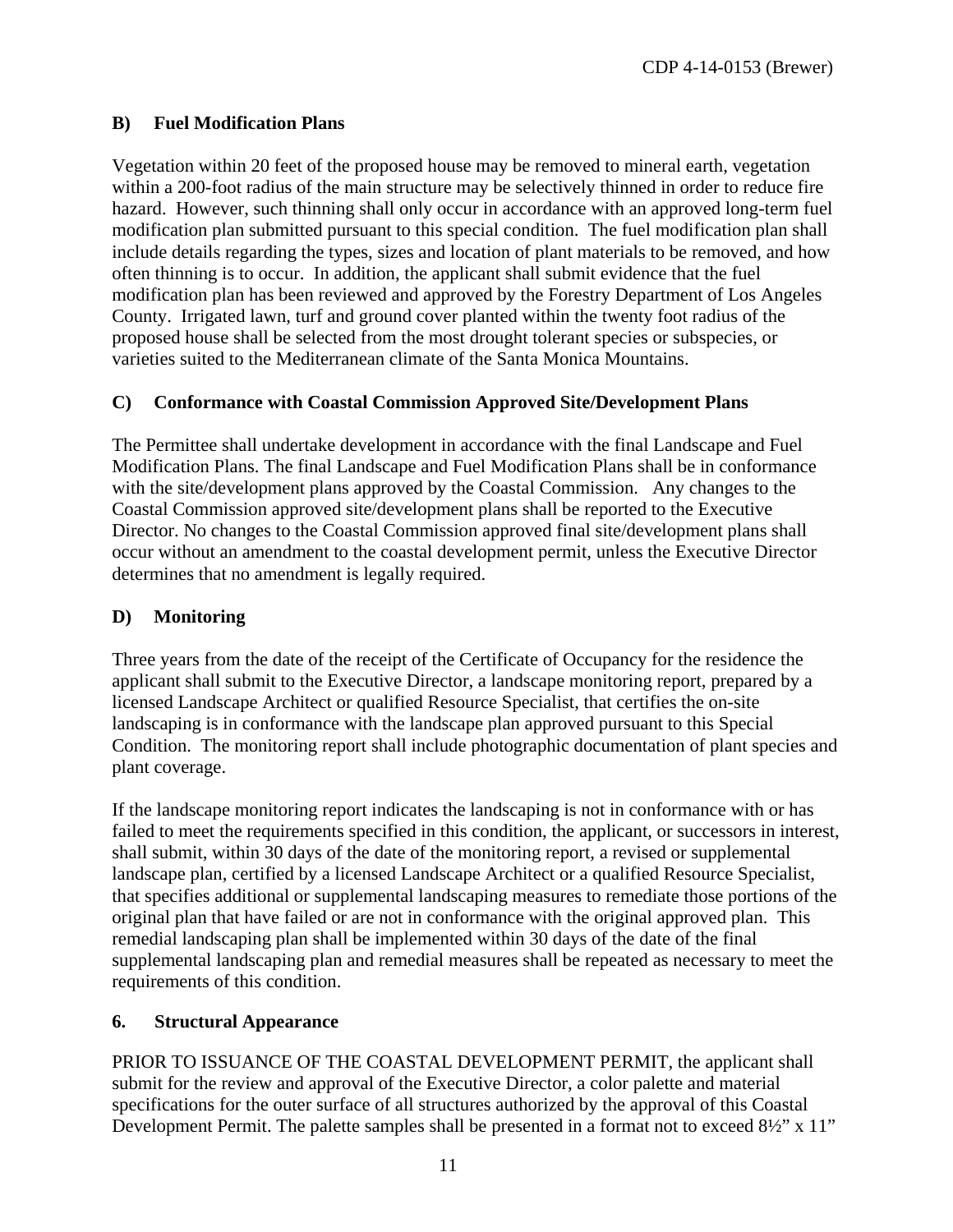### B) Fuel Modification Plans

Vegetation within 20 feet of the proposed house may be removed to mineral earth, vegetation within a 200-foot radius of the main structure may be selectively thinned in order to reduce fire hazard. However, such thinning shall only occur in accordance with an approved long-term fuel modification plan submitted pursuant to this special condition. The fuel modification plan shall include details regarding the types, sizes and location of plant materials to be removed, and how often thinning is to occur. In addition, the applicant shall submit evidence that the fuel modification plan has been reviewed and approved by the Forestry Department of Los Angeles County. Irrigated lawn, turf and ground cover planted within the twenty foot radius of the proposed house shall be selected from the most drought tolerant species or subspecies, or varieties suited to the Mediterranean climate of the Santa Monica Mountains.

### C) Conformance with Coastal Commission Approved Site/Development Plans

The Permittee shall undertake development in accordance with the final Landscape and Fuel Modification Plans. The final Landscape and Fuel Modification Plans shall be in conformance with the site/development plans approved by the Coastal Commission. Any changes to the Coastal Commission approved site/development plans shall be reported to the Executive Director. No changes to the Coastal Commission approved final site/development plans shall occur without an amendment to the coastal development permit, unless the Executive Director determines that no amendment is legally required.

### D) Monitoring

Three years from the date of the receipt of the Certificate of Occupancy for the residence the applicant shall submit to the Executive Director, a landscape monitoring report, prepared by a licensed Landscape Architect or qualified Resource Specialist, that certifies the on-site landscaping is in conformance with the landscape plan approved pursuant to this Special Condition. The monitoring report shall include photographic documentation of plant species and plant coverage.

If the landscape monitoring report indicates the landscaping is not in conformance with or has failed to meet the requirements specified in this condition, the applicant, or successors in interest, shall submit, within 30 days of the date of the monitoring report, a revised or supplemental landscape plan, certified by a licensed Landscape Architect or a qualified Resource Specialist, that specifies additional or supplemental landscaping measures to remediate those portions of the original plan that have failed or are not in conformance with the original approved plan. This remedial landscaping plan shall be implemented within 30 days of the date of the final supplemental landscaping plan and remedial measures shall be repeated as necessary to meet the requirements of this condition.

## 6. Structural Appearance

PRIOR TO ISSUANCE OF THE COASTAL DEVELOPMENT PERMIT, the applicant shall submit for the review and approval of the Executive Director, a color palette and material specifications for the outer surface of all structures authorized by the approval of this Coastal Development Permit. The palette samples shall be presented in a format not to exceed 8½" x 11"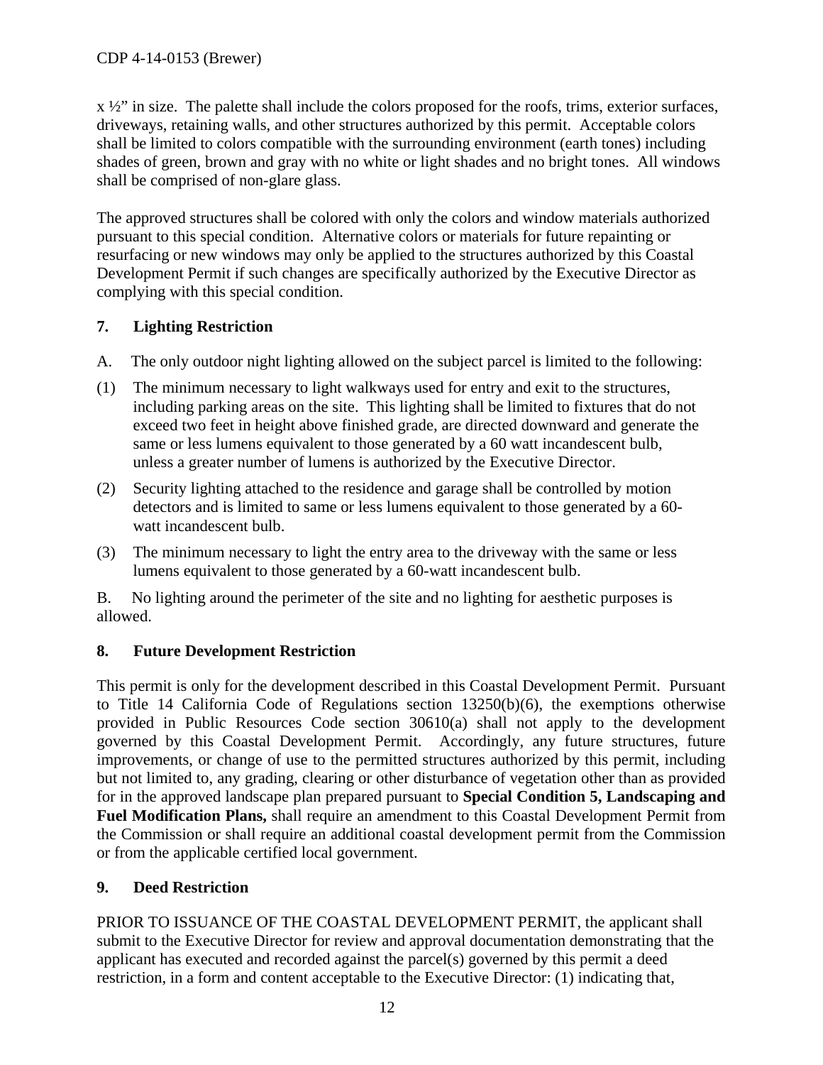x ½" in size. The palette shall include the colors proposed for the roofs, trims, exterior surfaces, driveways, retaining walls, and other structures authorized by this permit. Acceptable colors shall be limited to colors compatible with the surrounding environment (earth tones) including shades of green, brown and gray with no white or light shades and no bright tones. All windows shall be comprised of non-glare glass.

The approved structures shall be colored with only the colors and window materials authorized pursuant to this special condition. Alternative colors or materials for future repainting or resurfacing or new windows may only be applied to the structures authorized by this Coastal Development Permit if such changes are specifically authorized by the Executive Director as complying with this special condition.

**7. Lighting Restriction**

A. The only outdoor night lighting allowed on the subject parcel is limited to the following:

(1) The minimum necessary to light walkways used for entry and exit to the structures, including parking areas on the site. This lighting shall be limited to fixtures that do not exceed two feet in height above finished grade, are directed downward and generate the same or less lumens equivalent to those generated by a 60 watt incandescent bulb, unless a greater number of lumens is authorized by the Executive Director.

(2) Security lighting attached to the residence and garage shall be controlled by motion detectors and is limited to same or less lumens equivalent to those generated by a 60-watt incandescent bulb.

(3) The minimum necessary to light the entry area to the driveway with the same or less lumens equivalent to those generated by a 60-watt incandescent bulb.

B. No lighting around the perimeter of the site and no lighting for aesthetic purposes is allowed.

**8. Future Development Restriction**

This permit is only for the development described in this Coastal Development Permit. Pursuant to Title 14 California Code of Regulations section 13250(b)(6), the exemptions otherwise provided in Public Resources Code section 30610(a) shall not apply to the development governed by this Coastal Development Permit. Accordingly, any future structures, future improvements, or change of use to the permitted structures authorized by this permit, including but not limited to, any grading, clearing or other disturbance of vegetation other than as provided for in the approved landscape plan prepared pursuant to **Special Condition 5, Landscaping and Fuel Modification Plans,** shall require an amendment to this Coastal Development Permit from the Commission or shall require an additional coastal development permit from the Commission or from the applicable certified local government.

**9. Deed Restriction**

PRIOR TO ISSUANCE OF THE COASTAL DEVELOPMENT PERMIT, the applicant shall submit to the Executive Director for review and approval documentation demonstrating that the applicant has executed and recorded against the parcel(s) governed by this permit a deed restriction, in a form and content acceptable to the Executive Director: (1) indicating that,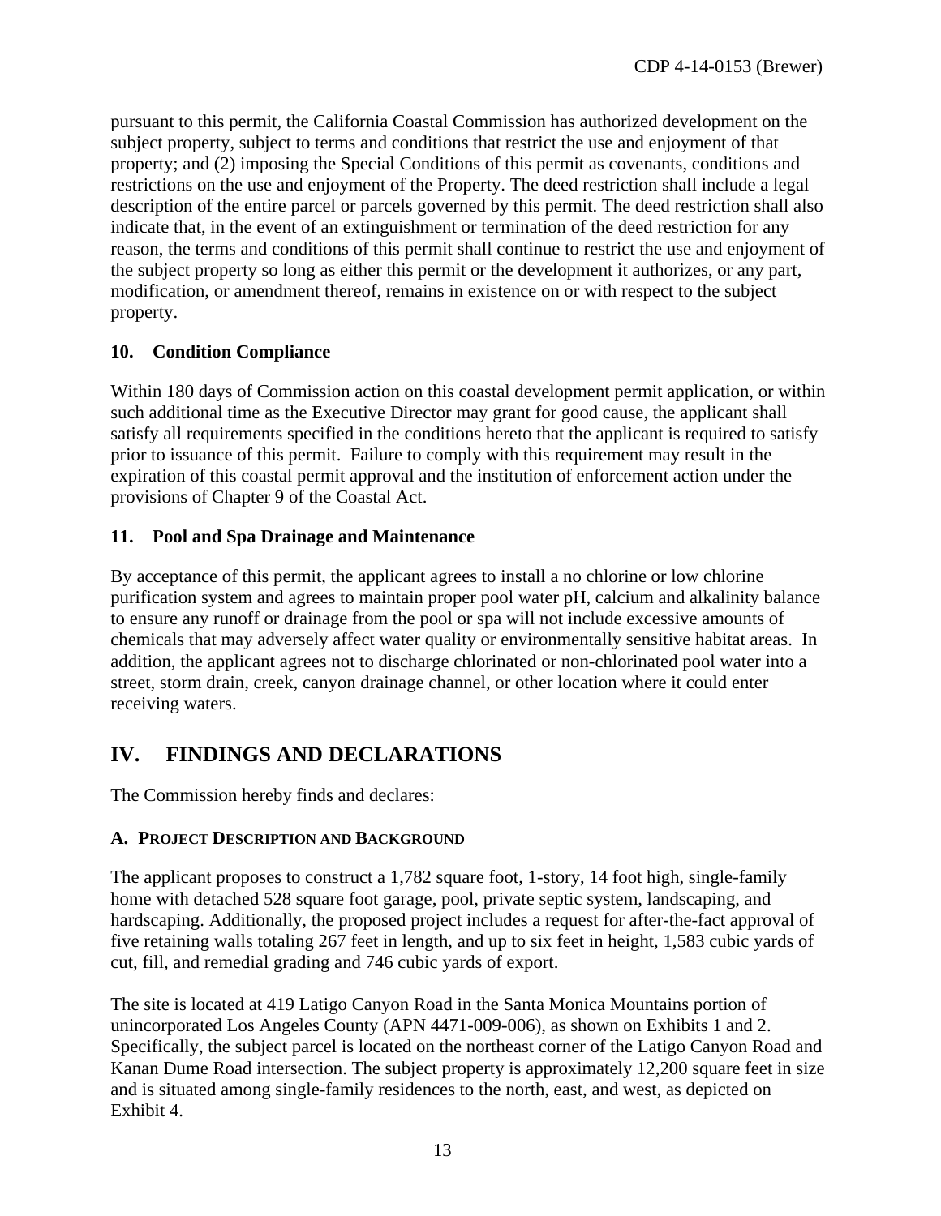pursuant to this permit, the California Coastal Commission has authorized development on the subject property, subject to terms and conditions that restrict the use and enjoyment of that property; and (2) imposing the Special Conditions of this permit as covenants, conditions and restrictions on the use and enjoyment of the Property. The deed restriction shall include a legal description of the entire parcel or parcels governed by this permit. The deed restriction shall also indicate that, in the event of an extinguishment or termination of the deed restriction for any reason, the terms and conditions of this permit shall continue to restrict the use and enjoyment of the subject property so long as either this permit or the development it authorizes, or any part, modification, or amendment thereof, remains in existence on or with respect to the subject property.

### 10. Condition Compliance

Within 180 days of Commission action on this coastal development permit application, or within such additional time as the Executive Director may grant for good cause, the applicant shall satisfy all requirements specified in the conditions hereto that the applicant is required to satisfy prior to issuance of this permit. Failure to comply with this requirement may result in the expiration of this coastal permit approval and the institution of enforcement action under the provisions of Chapter 9 of the Coastal Act.

### 11. Pool and Spa Drainage and Maintenance

By acceptance of this permit, the applicant agrees to install a no chlorine or low chlorine purification system and agrees to maintain proper pool water pH, calcium and alkalinity balance to ensure any runoff or drainage from the pool or spa will not include excessive amounts of chemicals that may adversely affect water quality or environmentally sensitive habitat areas. In addition, the applicant agrees not to discharge chlorinated or non-chlorinated pool water into a street, storm drain, creek, canyon drainage channel, or other location where it could enter receiving waters.

## IV. FINDINGS AND DECLARATIONS

The Commission hereby finds and declares:

### A. PROJECT DESCRIPTION AND BACKGROUND

The applicant proposes to construct a 1,782 square foot, 1-story, 14 foot high, single-family home with detached 528 square foot garage, pool, private septic system, landscaping, and hardscaping. Additionally, the proposed project includes a request for after-the-fact approval of five retaining walls totaling 267 feet in length, and up to six feet in height, 1,583 cubic yards of cut, fill, and remedial grading and 746 cubic yards of export.

The site is located at 419 Latigo Canyon Road in the Santa Monica Mountains portion of unincorporated Los Angeles County (APN 4471-009-006), as shown on Exhibits 1 and 2. Specifically, the subject parcel is located on the northeast corner of the Latigo Canyon Road and Kanan Dume Road intersection. The subject property is approximately 12,200 square feet in size and is situated among single-family residences to the north, east, and west, as depicted on Exhibit 4.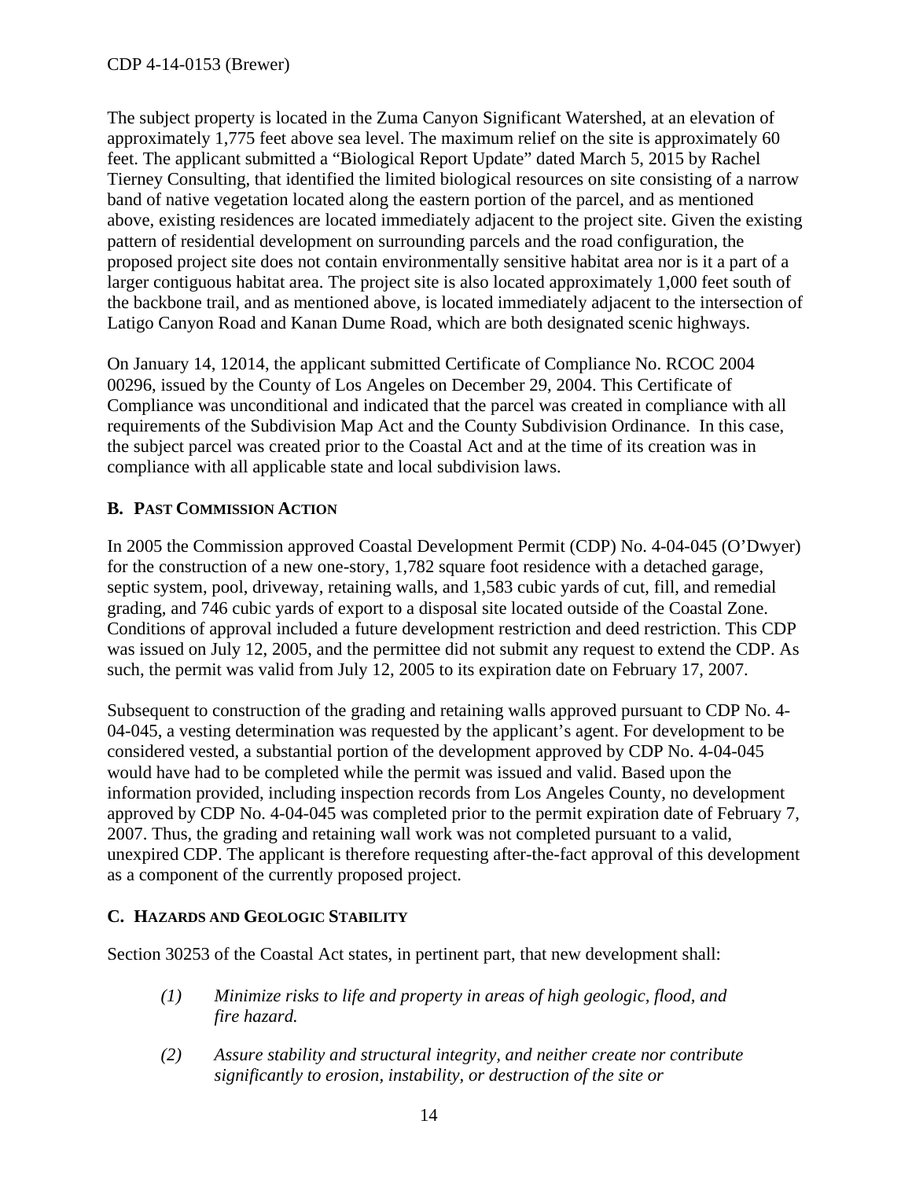The subject property is located in the Zuma Canyon Significant Watershed, at an elevation of approximately 1,775 feet above sea level. The maximum relief on the site is approximately 60 feet. The applicant submitted a "Biological Report Update" dated March 5, 2015 by Rachel Tierney Consulting, that identified the limited biological resources on site consisting of a narrow band of native vegetation located along the eastern portion of the parcel, and as mentioned above, existing residences are located immediately adjacent to the project site. Given the existing pattern of residential development on surrounding parcels and the road configuration, the proposed project site does not contain environmentally sensitive habitat area nor is it a part of a larger contiguous habitat area. The project site is also located approximately 1,000 feet south of the backbone trail, and as mentioned above, is located immediately adjacent to the intersection of Latigo Canyon Road and Kanan Dume Road, which are both designated scenic highways.

On January 14, 12014, the applicant submitted Certificate of Compliance No. RCOC 2004 00296, issued by the County of Los Angeles on December 29, 2004. This Certificate of Compliance was unconditional and indicated that the parcel was created in compliance with all requirements of the Subdivision Map Act and the County Subdivision Ordinance. In this case, the subject parcel was created prior to the Coastal Act and at the time of its creation was in compliance with all applicable state and local subdivision laws.

### B. Past Commission Action

In 2005 the Commission approved Coastal Development Permit (CDP) No. 4-04-045 (O'Dwyer) for the construction of a new one-story, 1,782 square foot residence with a detached garage, septic system, pool, driveway, retaining walls, and 1,583 cubic yards of cut, fill, and remedial grading, and 746 cubic yards of export to a disposal site located outside of the Coastal Zone. Conditions of approval included a future development restriction and deed restriction. This CDP was issued on July 12, 2005, and the permittee did not submit any request to extend the CDP. As such, the permit was valid from July 12, 2005 to its expiration date on February 17, 2007.

Subsequent to construction of the grading and retaining walls approved pursuant to CDP No. 4-04-045, a vesting determination was requested by the applicant's agent. For development to be considered vested, a substantial portion of the development approved by CDP No. 4-04-045 would have had to be completed while the permit was issued and valid. Based upon the information provided, including inspection records from Los Angeles County, no development approved by CDP No. 4-04-045 was completed prior to the permit expiration date of February 7, 2007. Thus, the grading and retaining wall work was not completed pursuant to a valid, unexpired CDP. The applicant is therefore requesting after-the-fact approval of this development as a component of the currently proposed project.

### C. Hazards and Geologic Stability

Section 30253 of the Coastal Act states, in pertinent part, that new development shall:

> *(1) Minimize risks to life and property in areas of high geologic, flood, and fire hazard.*
>
> *(2) Assure stability and structural integrity, and neither create nor contribute significantly to erosion, instability, or destruction of the site or*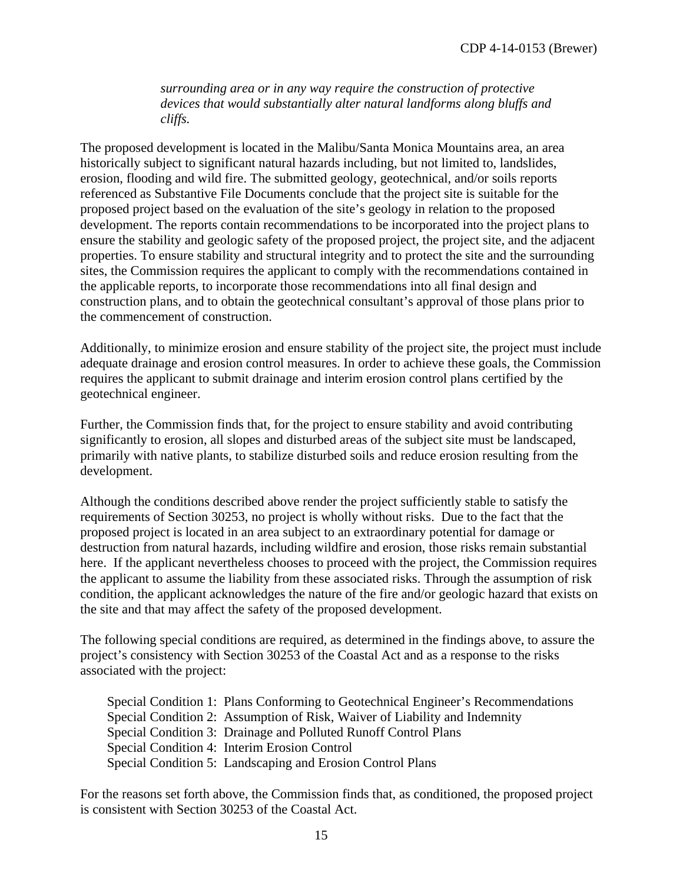> *surrounding area or in any way require the construction of protective devices that would substantially alter natural landforms along bluffs and cliffs.*

The proposed development is located in the Malibu/Santa Monica Mountains area, an area historically subject to significant natural hazards including, but not limited to, landslides, erosion, flooding and wild fire. The submitted geology, geotechnical, and/or soils reports referenced as Substantive File Documents conclude that the project site is suitable for the proposed project based on the evaluation of the site's geology in relation to the proposed development. The reports contain recommendations to be incorporated into the project plans to ensure the stability and geologic safety of the proposed project, the project site, and the adjacent properties. To ensure stability and structural integrity and to protect the site and the surrounding sites, the Commission requires the applicant to comply with the recommendations contained in the applicable reports, to incorporate those recommendations into all final design and construction plans, and to obtain the geotechnical consultant's approval of those plans prior to the commencement of construction.

Additionally, to minimize erosion and ensure stability of the project site, the project must include adequate drainage and erosion control measures. In order to achieve these goals, the Commission requires the applicant to submit drainage and interim erosion control plans certified by the geotechnical engineer.

Further, the Commission finds that, for the project to ensure stability and avoid contributing significantly to erosion, all slopes and disturbed areas of the subject site must be landscaped, primarily with native plants, to stabilize disturbed soils and reduce erosion resulting from the development.

Although the conditions described above render the project sufficiently stable to satisfy the requirements of Section 30253, no project is wholly without risks. Due to the fact that the proposed project is located in an area subject to an extraordinary potential for damage or destruction from natural hazards, including wildfire and erosion, those risks remain substantial here. If the applicant nevertheless chooses to proceed with the project, the Commission requires the applicant to assume the liability from these associated risks. Through the assumption of risk condition, the applicant acknowledges the nature of the fire and/or geologic hazard that exists on the site and that may affect the safety of the proposed development.

The following special conditions are required, as determined in the findings above, to assure the project's consistency with Section 30253 of the Coastal Act and as a response to the risks associated with the project:

- Special Condition 1: Plans Conforming to Geotechnical Engineer's Recommendations
- Special Condition 2: Assumption of Risk, Waiver of Liability and Indemnity
- Special Condition 3: Drainage and Polluted Runoff Control Plans
- Special Condition 4: Interim Erosion Control
- Special Condition 5: Landscaping and Erosion Control Plans

For the reasons set forth above, the Commission finds that, as conditioned, the proposed project is consistent with Section 30253 of the Coastal Act.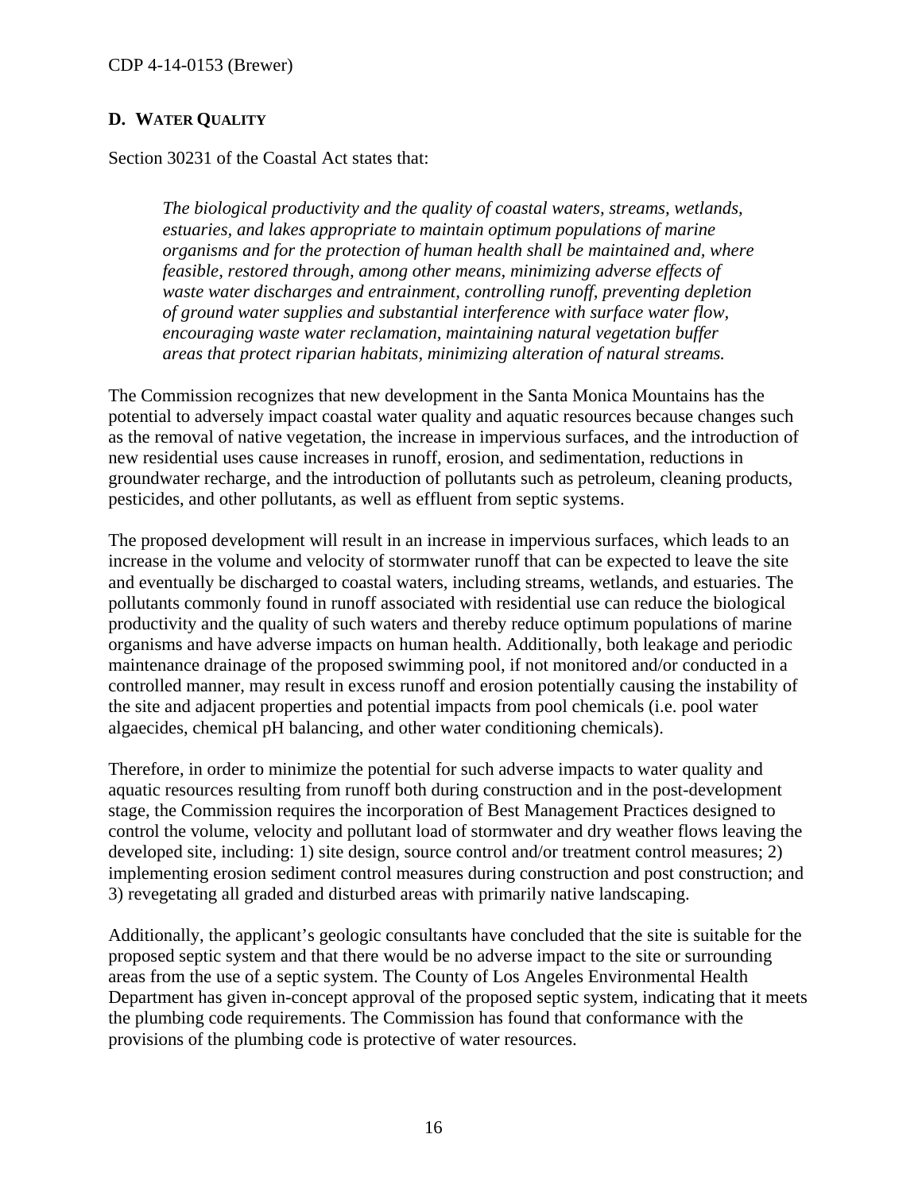## D. WATER QUALITY

Section 30231 of the Coastal Act states that:

> *The biological productivity and the quality of coastal waters, streams, wetlands, estuaries, and lakes appropriate to maintain optimum populations of marine organisms and for the protection of human health shall be maintained and, where feasible, restored through, among other means, minimizing adverse effects of waste water discharges and entrainment, controlling runoff, preventing depletion of ground water supplies and substantial interference with surface water flow, encouraging waste water reclamation, maintaining natural vegetation buffer areas that protect riparian habitats, minimizing alteration of natural streams.*

The Commission recognizes that new development in the Santa Monica Mountains has the potential to adversely impact coastal water quality and aquatic resources because changes such as the removal of native vegetation, the increase in impervious surfaces, and the introduction of new residential uses cause increases in runoff, erosion, and sedimentation, reductions in groundwater recharge, and the introduction of pollutants such as petroleum, cleaning products, pesticides, and other pollutants, as well as effluent from septic systems.

The proposed development will result in an increase in impervious surfaces, which leads to an increase in the volume and velocity of stormwater runoff that can be expected to leave the site and eventually be discharged to coastal waters, including streams, wetlands, and estuaries. The pollutants commonly found in runoff associated with residential use can reduce the biological productivity and the quality of such waters and thereby reduce optimum populations of marine organisms and have adverse impacts on human health. Additionally, both leakage and periodic maintenance drainage of the proposed swimming pool, if not monitored and/or conducted in a controlled manner, may result in excess runoff and erosion potentially causing the instability of the site and adjacent properties and potential impacts from pool chemicals (i.e. pool water algaecides, chemical pH balancing, and other water conditioning chemicals).

Therefore, in order to minimize the potential for such adverse impacts to water quality and aquatic resources resulting from runoff both during construction and in the post-development stage, the Commission requires the incorporation of Best Management Practices designed to control the volume, velocity and pollutant load of stormwater and dry weather flows leaving the developed site, including: 1) site design, source control and/or treatment control measures; 2) implementing erosion sediment control measures during construction and post construction; and 3) revegetating all graded and disturbed areas with primarily native landscaping.

Additionally, the applicant's geologic consultants have concluded that the site is suitable for the proposed septic system and that there would be no adverse impact to the site or surrounding areas from the use of a septic system. The County of Los Angeles Environmental Health Department has given in-concept approval of the proposed septic system, indicating that it meets the plumbing code requirements. The Commission has found that conformance with the provisions of the plumbing code is protective of water resources.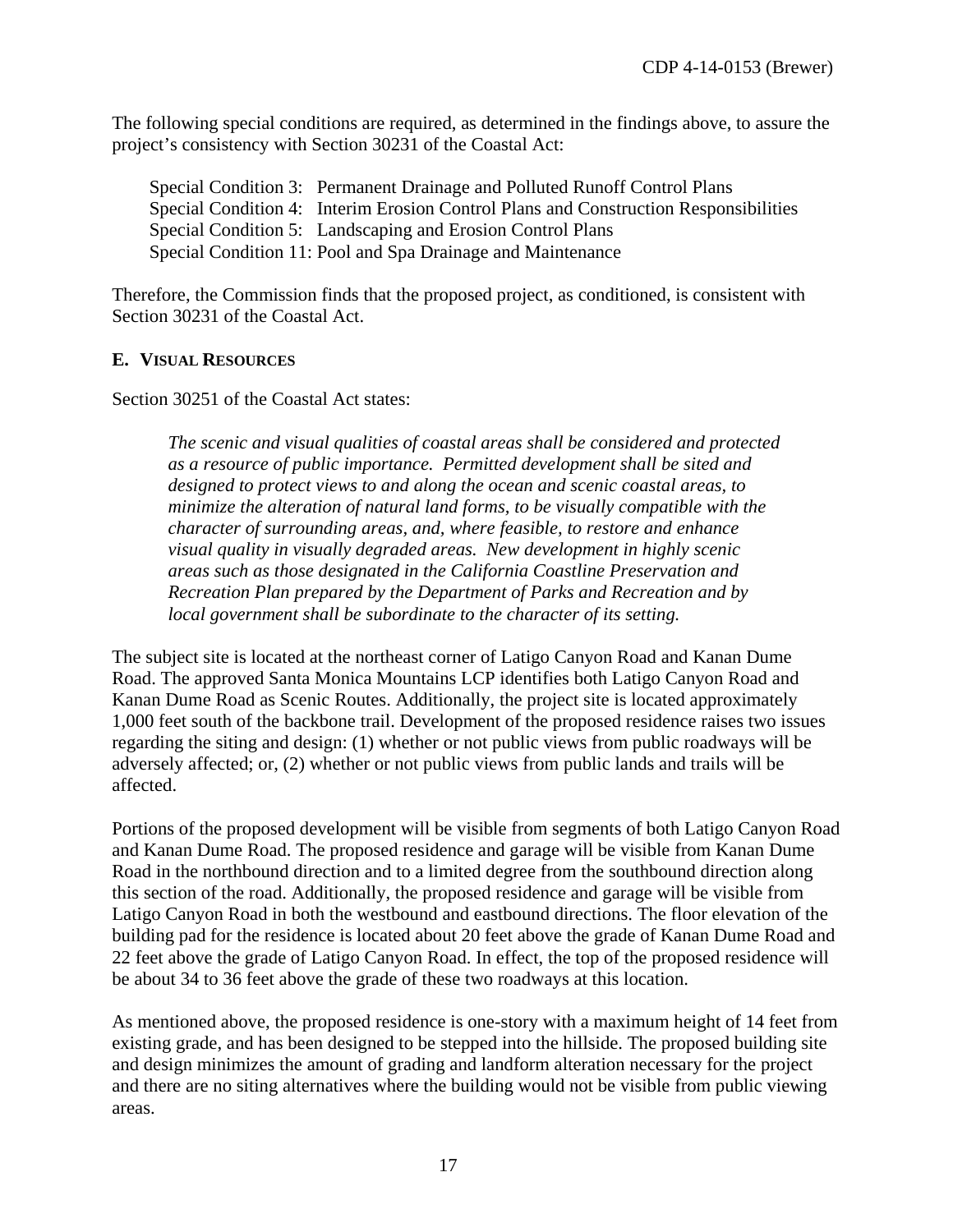The following special conditions are required, as determined in the findings above, to assure the project's consistency with Section 30231 of the Coastal Act:

Special Condition 3: Permanent Drainage and Polluted Runoff Control Plans
Special Condition 4: Interim Erosion Control Plans and Construction Responsibilities
Special Condition 5: Landscaping and Erosion Control Plans
Special Condition 11: Pool and Spa Drainage and Maintenance

Therefore, the Commission finds that the proposed project, as conditioned, is consistent with Section 30231 of the Coastal Act.

### E. VISUAL RESOURCES

Section 30251 of the Coastal Act states:

> *The scenic and visual qualities of coastal areas shall be considered and protected as a resource of public importance. Permitted development shall be sited and designed to protect views to and along the ocean and scenic coastal areas, to minimize the alteration of natural land forms, to be visually compatible with the character of surrounding areas, and, where feasible, to restore and enhance visual quality in visually degraded areas. New development in highly scenic areas such as those designated in the California Coastline Preservation and Recreation Plan prepared by the Department of Parks and Recreation and by local government shall be subordinate to the character of its setting.*

The subject site is located at the northeast corner of Latigo Canyon Road and Kanan Dume Road. The approved Santa Monica Mountains LCP identifies both Latigo Canyon Road and Kanan Dume Road as Scenic Routes. Additionally, the project site is located approximately 1,000 feet south of the backbone trail. Development of the proposed residence raises two issues regarding the siting and design: (1) whether or not public views from public roadways will be adversely affected; or, (2) whether or not public views from public lands and trails will be affected.

Portions of the proposed development will be visible from segments of both Latigo Canyon Road and Kanan Dume Road. The proposed residence and garage will be visible from Kanan Dume Road in the northbound direction and to a limited degree from the southbound direction along this section of the road. Additionally, the proposed residence and garage will be visible from Latigo Canyon Road in both the westbound and eastbound directions. The floor elevation of the building pad for the residence is located about 20 feet above the grade of Kanan Dume Road and 22 feet above the grade of Latigo Canyon Road. In effect, the top of the proposed residence will be about 34 to 36 feet above the grade of these two roadways at this location.

As mentioned above, the proposed residence is one-story with a maximum height of 14 feet from existing grade, and has been designed to be stepped into the hillside. The proposed building site and design minimizes the amount of grading and landform alteration necessary for the project and there are no siting alternatives where the building would not be visible from public viewing areas.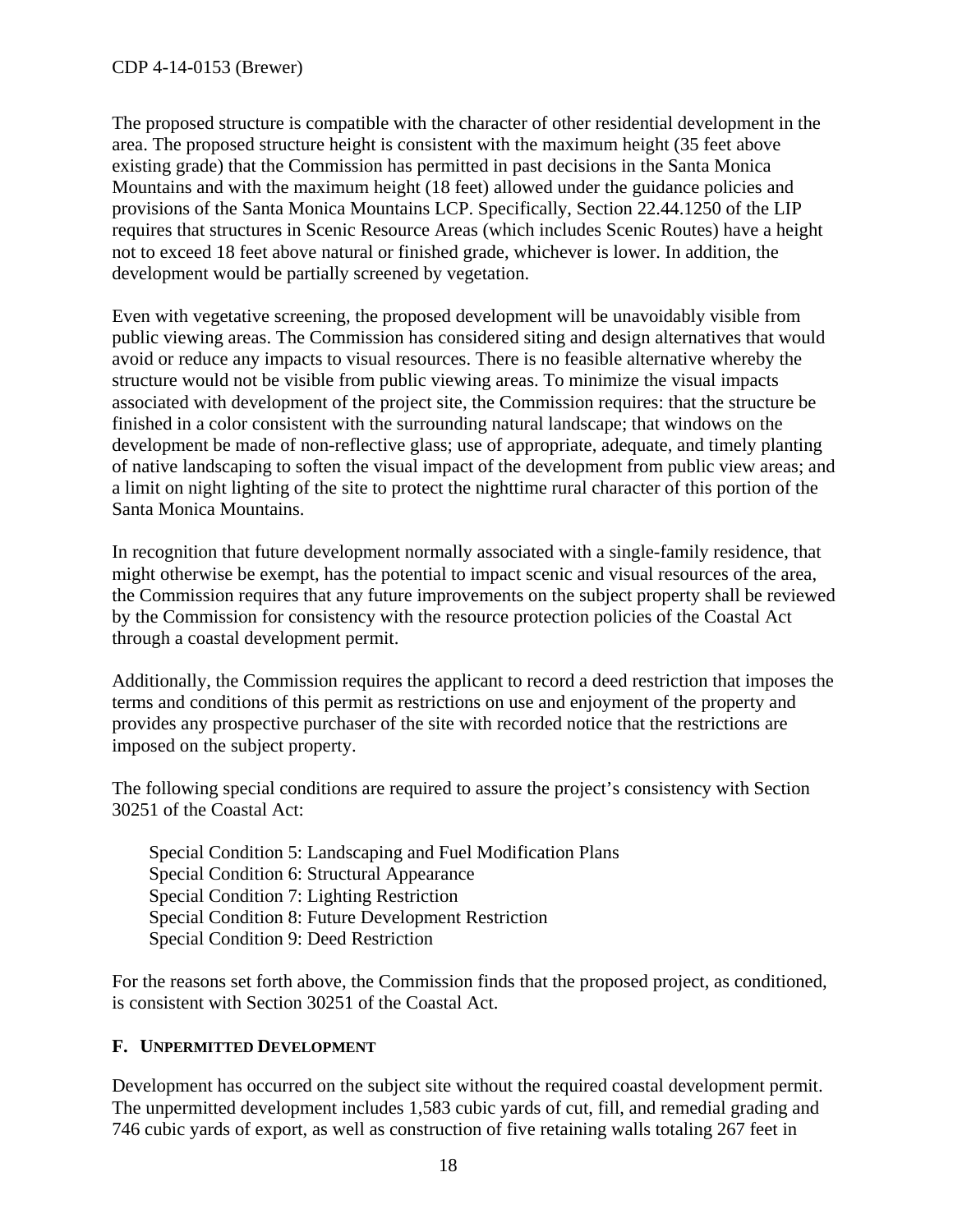The proposed structure is compatible with the character of other residential development in the area. The proposed structure height is consistent with the maximum height (35 feet above existing grade) that the Commission has permitted in past decisions in the Santa Monica Mountains and with the maximum height (18 feet) allowed under the guidance policies and provisions of the Santa Monica Mountains LCP. Specifically, Section 22.44.1250 of the LIP requires that structures in Scenic Resource Areas (which includes Scenic Routes) have a height not to exceed 18 feet above natural or finished grade, whichever is lower. In addition, the development would be partially screened by vegetation.

Even with vegetative screening, the proposed development will be unavoidably visible from public viewing areas. The Commission has considered siting and design alternatives that would avoid or reduce any impacts to visual resources. There is no feasible alternative whereby the structure would not be visible from public viewing areas. To minimize the visual impacts associated with development of the project site, the Commission requires: that the structure be finished in a color consistent with the surrounding natural landscape; that windows on the development be made of non-reflective glass; use of appropriate, adequate, and timely planting of native landscaping to soften the visual impact of the development from public view areas; and a limit on night lighting of the site to protect the nighttime rural character of this portion of the Santa Monica Mountains.

In recognition that future development normally associated with a single-family residence, that might otherwise be exempt, has the potential to impact scenic and visual resources of the area, the Commission requires that any future improvements on the subject property shall be reviewed by the Commission for consistency with the resource protection policies of the Coastal Act through a coastal development permit.

Additionally, the Commission requires the applicant to record a deed restriction that imposes the terms and conditions of this permit as restrictions on use and enjoyment of the property and provides any prospective purchaser of the site with recorded notice that the restrictions are imposed on the subject property.

The following special conditions are required to assure the project's consistency with Section 30251 of the Coastal Act:

- Special Condition 5: Landscaping and Fuel Modification Plans
- Special Condition 6: Structural Appearance
- Special Condition 7: Lighting Restriction
- Special Condition 8: Future Development Restriction
- Special Condition 9: Deed Restriction

For the reasons set forth above, the Commission finds that the proposed project, as conditioned, is consistent with Section 30251 of the Coastal Act.

## F. UNPERMITTED DEVELOPMENT

Development has occurred on the subject site without the required coastal development permit. The unpermitted development includes 1,583 cubic yards of cut, fill, and remedial grading and 746 cubic yards of export, as well as construction of five retaining walls totaling 267 feet in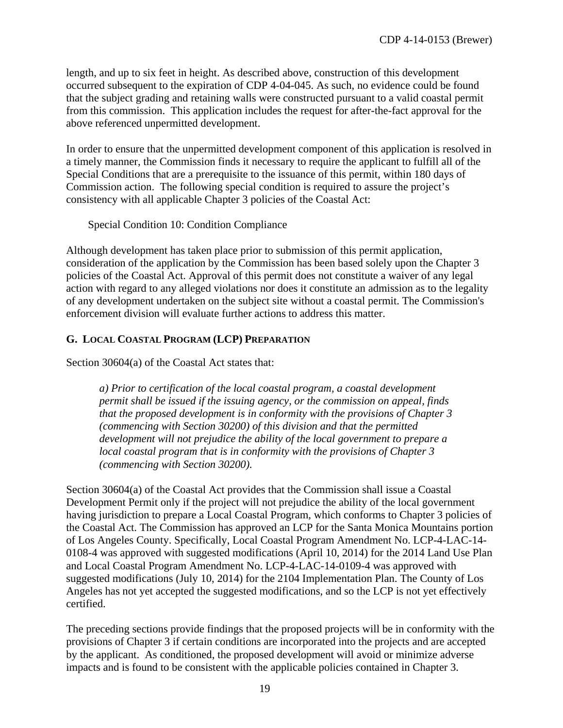length, and up to six feet in height. As described above, construction of this development occurred subsequent to the expiration of CDP 4-04-045. As such, no evidence could be found that the subject grading and retaining walls were constructed pursuant to a valid coastal permit from this commission. This application includes the request for after-the-fact approval for the above referenced unpermitted development.

In order to ensure that the unpermitted development component of this application is resolved in a timely manner, the Commission finds it necessary to require the applicant to fulfill all of the Special Conditions that are a prerequisite to the issuance of this permit, within 180 days of Commission action. The following special condition is required to assure the project's consistency with all applicable Chapter 3 policies of the Coastal Act:

Special Condition 10: Condition Compliance

Although development has taken place prior to submission of this permit application, consideration of the application by the Commission has been based solely upon the Chapter 3 policies of the Coastal Act. Approval of this permit does not constitute a waiver of any legal action with regard to any alleged violations nor does it constitute an admission as to the legality of any development undertaken on the subject site without a coastal permit. The Commission's enforcement division will evaluate further actions to address this matter.

## G. Local Coastal Program (LCP) Preparation

Section 30604(a) of the Coastal Act states that:

> *a) Prior to certification of the local coastal program, a coastal development permit shall be issued if the issuing agency, or the commission on appeal, finds that the proposed development is in conformity with the provisions of Chapter 3 (commencing with Section 30200) of this division and that the permitted development will not prejudice the ability of the local government to prepare a local coastal program that is in conformity with the provisions of Chapter 3 (commencing with Section 30200).*

Section 30604(a) of the Coastal Act provides that the Commission shall issue a Coastal Development Permit only if the project will not prejudice the ability of the local government having jurisdiction to prepare a Local Coastal Program, which conforms to Chapter 3 policies of the Coastal Act. The Commission has approved an LCP for the Santa Monica Mountains portion of Los Angeles County. Specifically, Local Coastal Program Amendment No. LCP-4-LAC-14-0108-4 was approved with suggested modifications (April 10, 2014) for the 2014 Land Use Plan and Local Coastal Program Amendment No. LCP-4-LAC-14-0109-4 was approved with suggested modifications (July 10, 2014) for the 2104 Implementation Plan. The County of Los Angeles has not yet accepted the suggested modifications, and so the LCP is not yet effectively certified.

The preceding sections provide findings that the proposed projects will be in conformity with the provisions of Chapter 3 if certain conditions are incorporated into the projects and are accepted by the applicant. As conditioned, the proposed development will avoid or minimize adverse impacts and is found to be consistent with the applicable policies contained in Chapter 3.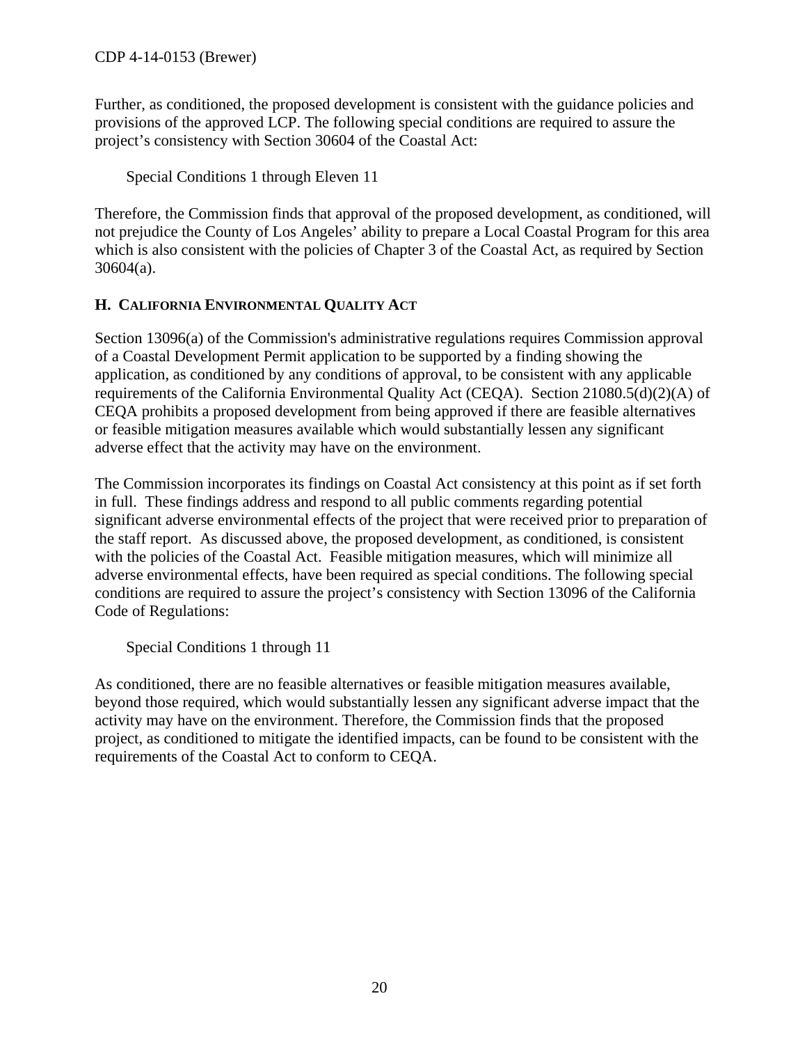Further, as conditioned, the proposed development is consistent with the guidance policies and provisions of the approved LCP. The following special conditions are required to assure the project's consistency with Section 30604 of the Coastal Act:

Special Conditions 1 through Eleven 11

Therefore, the Commission finds that approval of the proposed development, as conditioned, will not prejudice the County of Los Angeles' ability to prepare a Local Coastal Program for this area which is also consistent with the policies of Chapter 3 of the Coastal Act, as required by Section 30604(a).

## H. CALIFORNIA ENVIRONMENTAL QUALITY ACT

Section 13096(a) of the Commission's administrative regulations requires Commission approval of a Coastal Development Permit application to be supported by a finding showing the application, as conditioned by any conditions of approval, to be consistent with any applicable requirements of the California Environmental Quality Act (CEQA). Section 21080.5(d)(2)(A) of CEQA prohibits a proposed development from being approved if there are feasible alternatives or feasible mitigation measures available which would substantially lessen any significant adverse effect that the activity may have on the environment.

The Commission incorporates its findings on Coastal Act consistency at this point as if set forth in full. These findings address and respond to all public comments regarding potential significant adverse environmental effects of the project that were received prior to preparation of the staff report. As discussed above, the proposed development, as conditioned, is consistent with the policies of the Coastal Act. Feasible mitigation measures, which will minimize all adverse environmental effects, have been required as special conditions. The following special conditions are required to assure the project's consistency with Section 13096 of the California Code of Regulations:

Special Conditions 1 through 11

As conditioned, there are no feasible alternatives or feasible mitigation measures available, beyond those required, which would substantially lessen any significant adverse impact that the activity may have on the environment. Therefore, the Commission finds that the proposed project, as conditioned to mitigate the identified impacts, can be found to be consistent with the requirements of the Coastal Act to conform to CEQA.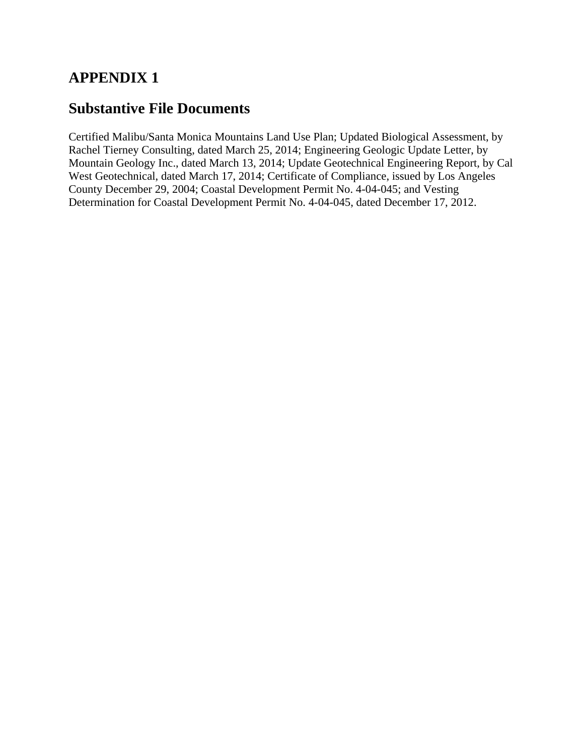## APPENDIX 1

## Substantive File Documents

Certified Malibu/Santa Monica Mountains Land Use Plan; Updated Biological Assessment, by Rachel Tierney Consulting, dated March 25, 2014; Engineering Geologic Update Letter, by Mountain Geology Inc., dated March 13, 2014; Update Geotechnical Engineering Report, by Cal West Geotechnical, dated March 17, 2014; Certificate of Compliance, issued by Los Angeles County December 29, 2004; Coastal Development Permit No. 4-04-045; and Vesting Determination for Coastal Development Permit No. 4-04-045, dated December 17, 2012.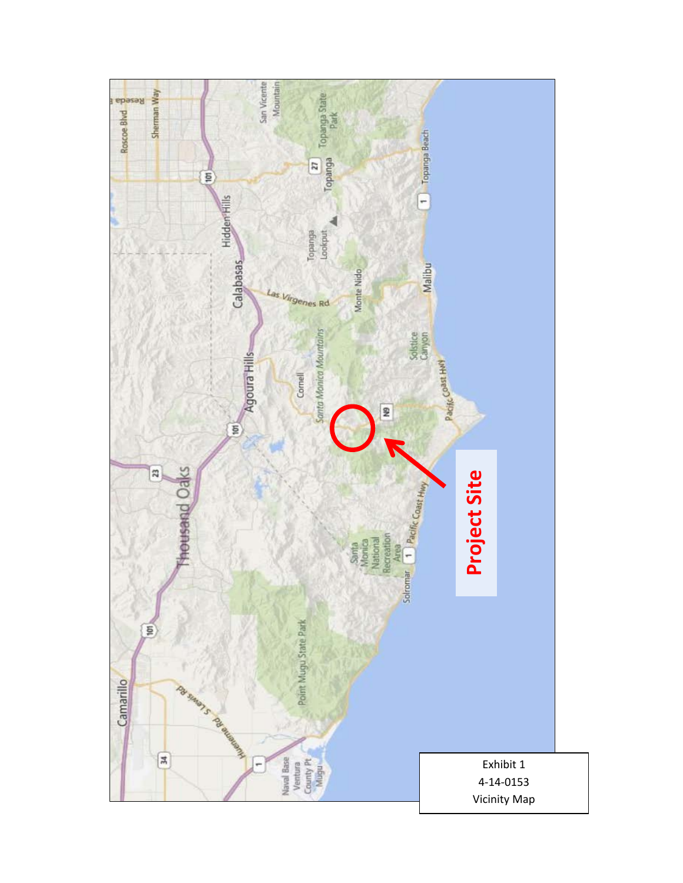Project Site

Exhibit 1
4-14-0153
Vicinity Map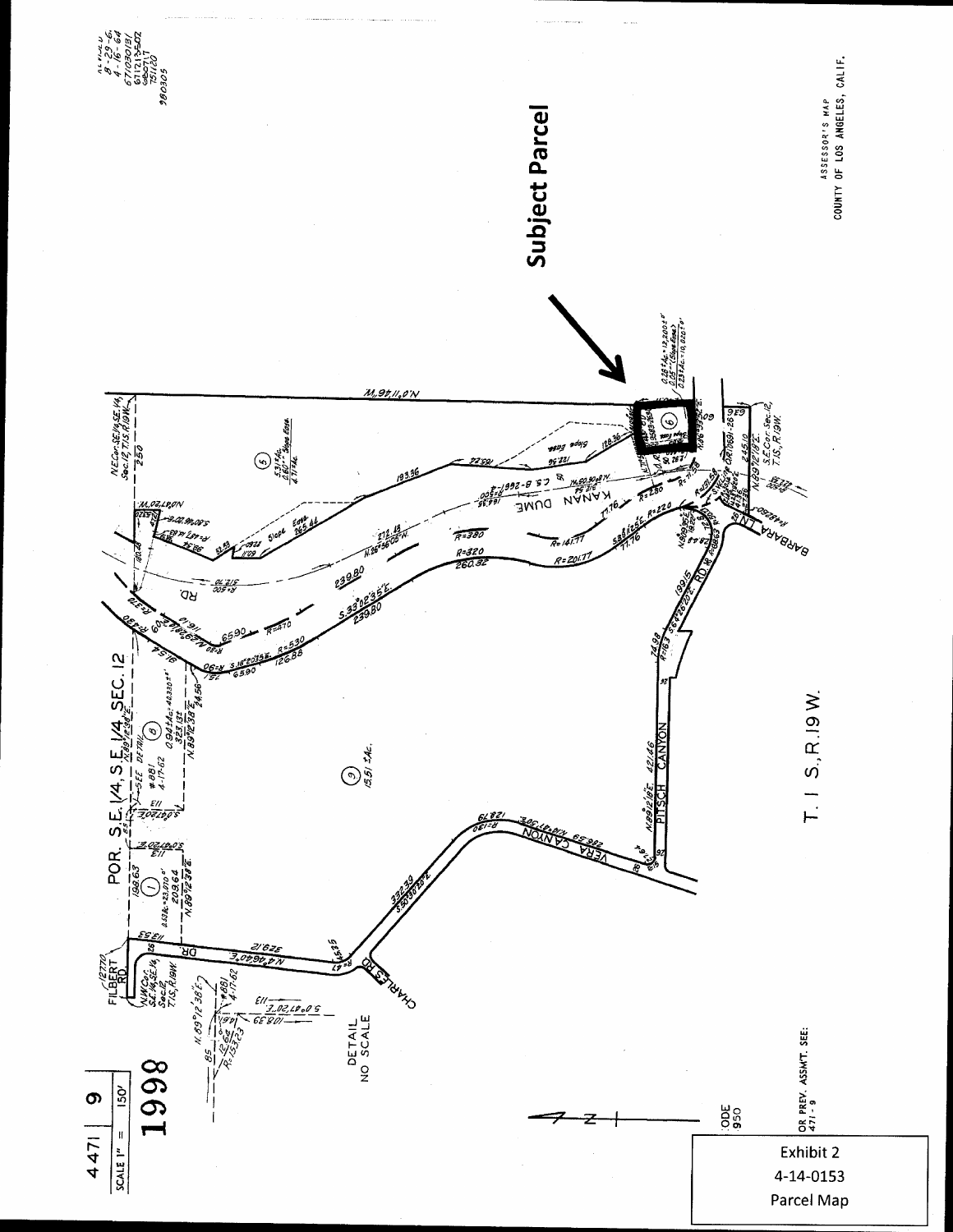4471 9

SCALE 1" = 150'

1998

POR. S.E. 1/4, S.E. 1/4, SEC. 12

T. 1 S., R. 19 W.

DETAIL NO SCALE

**Subject Parcel**

ASSESSOR'S MAP
COUNTY OF LOS ANGELES, CALIF.

CODE 950

FOR PREV. ASSM'T. SEE: 4471 - 9

Exhibit 2
4-14-0153
Parcel Map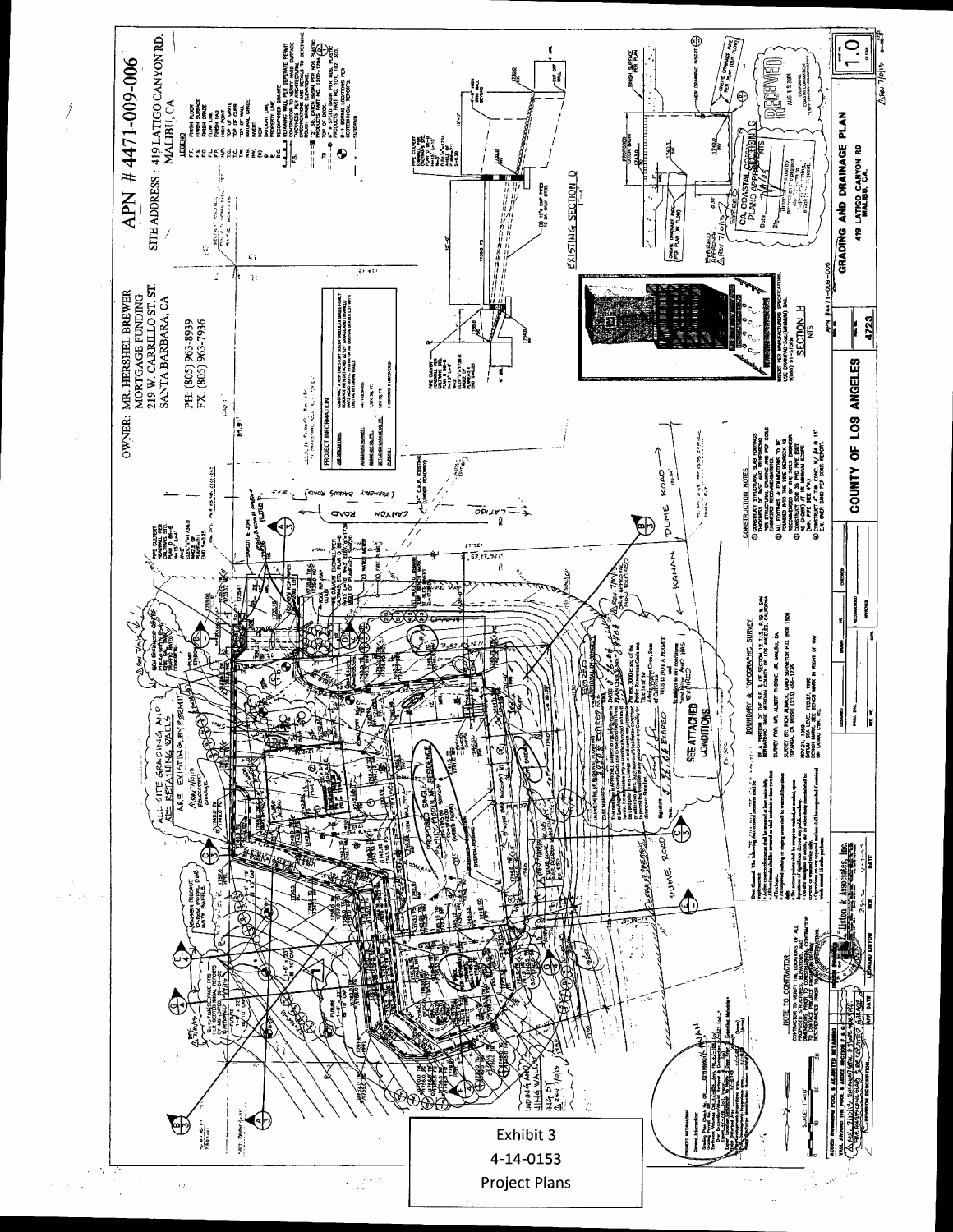APN # 4471-009-006

SITE ADDRESS: 419 LATIGO CANYON RD. MALIBU, CA

OWNER: MR. HERSHEL BREWER
MORTGAGE FUNDING
219 W. CARRILLO ST. ST.
SANTA BARBARA, CA

PH: (805) 963-8939
FX: (805) 963-7936

## LEGEND

- F.F. FINISH FLOOR
- F.S. FINISH SURFACE
- F.G. FINISH GRADE
- F.L. FLOW LINE
- H.P. HIGH POINT
- T.C. TOP OF CURB
- T.W. TOP OF WALL
- N.G. NATURAL GRADE

## PROJECT INFORMATION

## CONSTRUCTION NOTES

## BOUNDARY & TOPOGRAPHIC SURVEY

## NOTE TO CONTRACTOR

EXISTING SECTION D

SECTION H

NTS

ALL SITE GRADING AND RETAINING WALLS ARE EXISTING

PROPOSED SINGLE FAMILY MODULAR RESIDENCE

SEE ATTACHED CONDITIONS

THIS IS NOT A PERMIT

LATIGO CANYON ROAD

DUME ROAD

KANAN DUME ROAD

RECEIVED
AUG 1 2 2014

CA. COASTAL COMMISSION
PLANS APPROVED

## GRADING AND DRAINAGE PLAN

419 LATIGO CANYON RD
MALIBU, CA.

COUNTY OF LOS ANGELES

4723

1.0

Exhibit 3
4-14-0153
Project Plans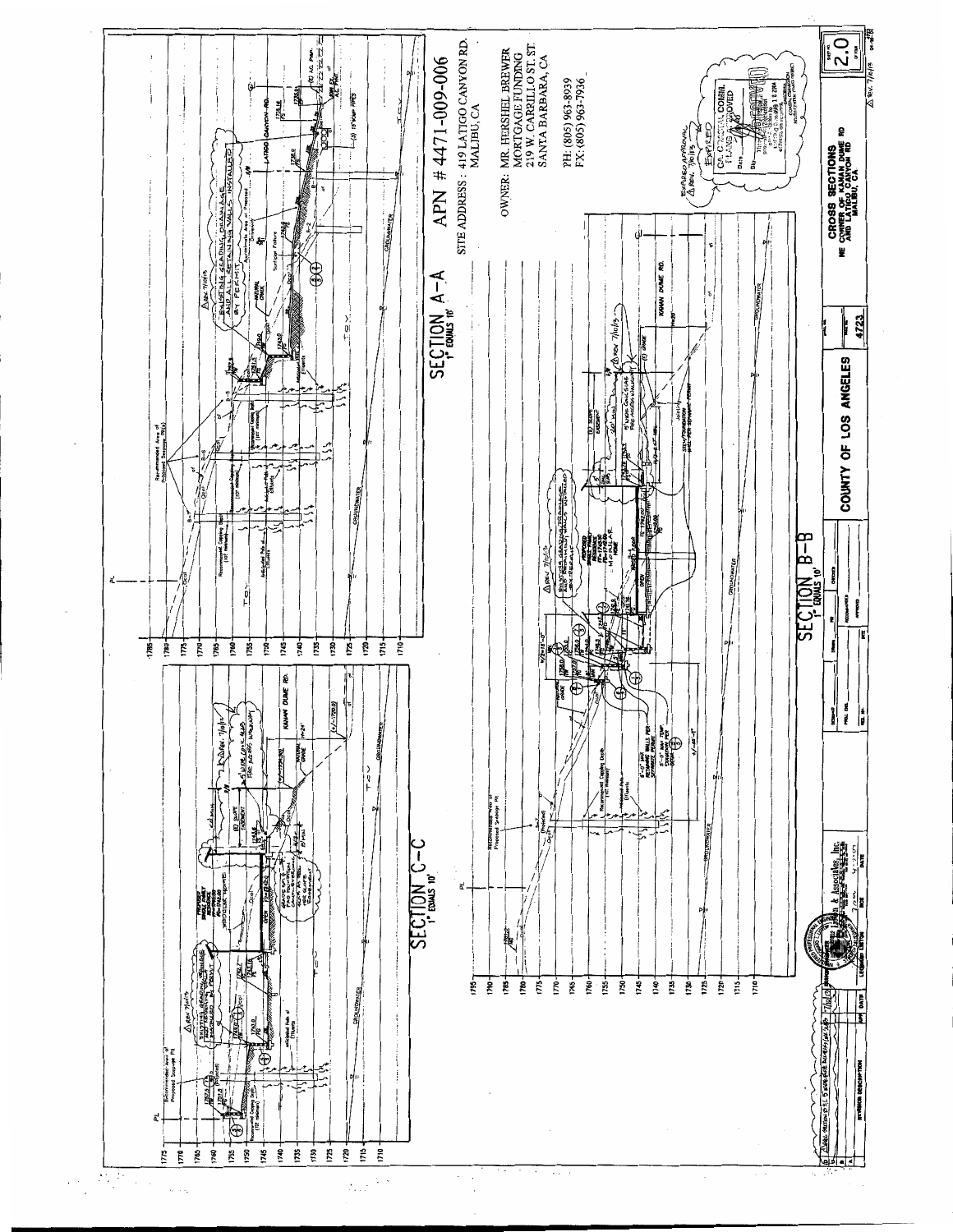# SECTION A-A
1" EQUALS 10'

# SECTION B-B
1" EQUALS 10'

# SECTION C-C
1" EQUALS 10'

## APN # 4471-009-006

SITE ADDRESS: 419 LATIGO CANYON RD.
MALIBU, CA

OWNER: MR. HERSHEL BREWER
MORTGAGE FUNDING
219 W. CARRILLO ST. ST
SANTA BARBARA, CA

PH: (805) 963-8939
FX: (805) 963-7936

EXPIRED APPROVAL
REV 7/10/13

CA. COASTAL COMM.
PLANS APPROVED

COUNTY OF LOS ANGELES

CROSS SECTIONS
NE CORNER OF KANAN DUME RD AND LATIGO CANYON RD
MALIBU, CA

4723

2.0

EXISTING GRADING, DRAINAGE AND ALL RETAINING WALLS INSTALLED BY PERMIT

LATIGO CANYON RD.

KANAN DUME RD.

GROUNDWATER

Recommended Area of Proposed Seepage Pit(s)

Recommended Capping Depth

Anticipated Pole of Effluents

REVISION DESCRIPTION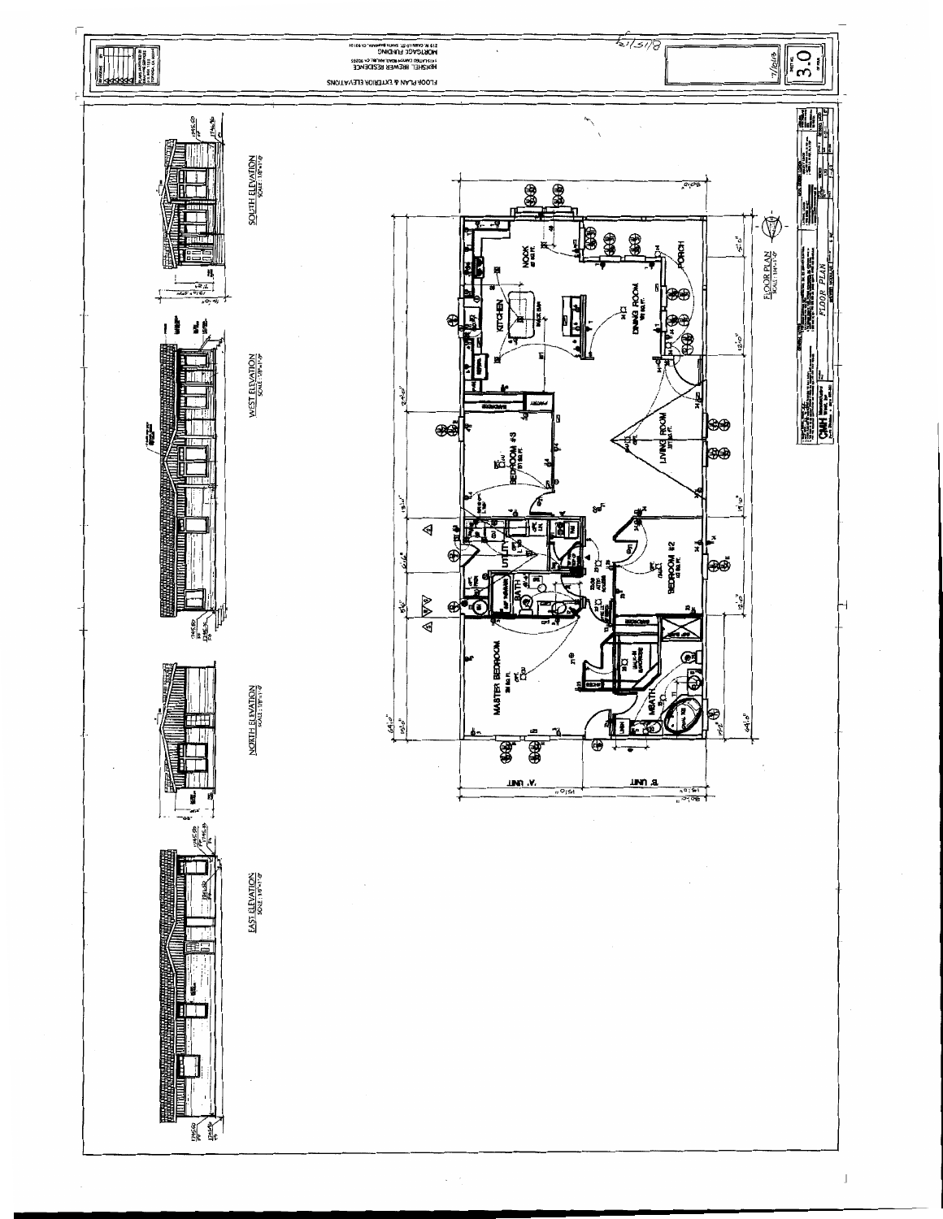FLOOR PLAN & EXTERIOR ELEVATIONS

HERSHEL BREWER RESIDENCE

MORTGAGE FUNDING

3.0

FLOOR PLAN
SCALE: 1/8"=1'-0"

SOUTH ELEVATION
SCALE: 1/8"=1'-0"

WEST ELEVATION
SCALE: 1/8"=1'-0"

NORTH ELEVATION
SCALE: 1/8"=1'-0"

EAST ELEVATION
SCALE: 1/8"=1'-0"

NOOK

KITCHEN

DINING ROOM

PORCH

BEDROOM #3

LIVING ROOM

UTILITY

BATH

BEDROOM #2

MASTER BEDROOM

M.BATH

'A' UNIT

'B' UNIT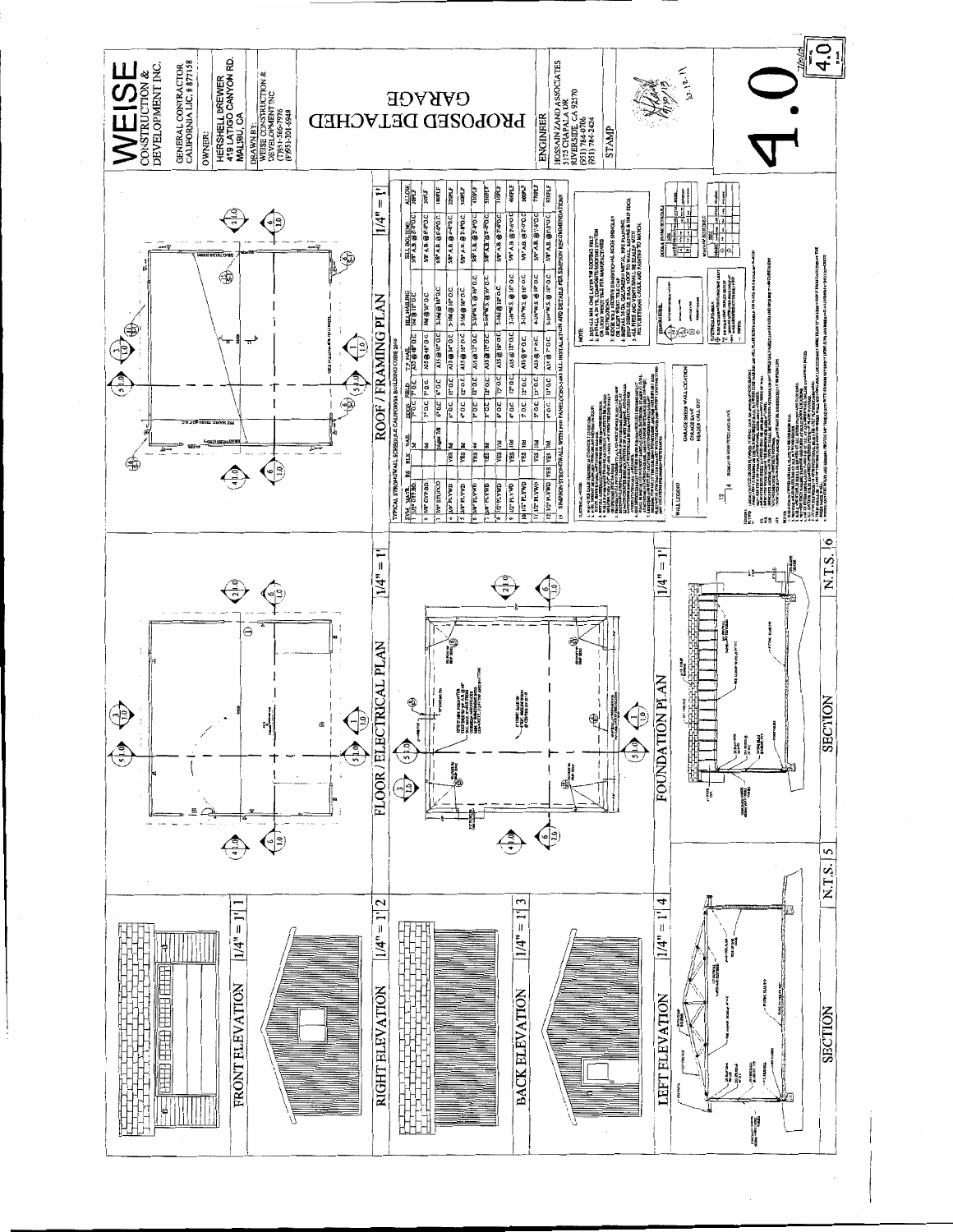# WEISE CONSTRUCTION & DEVELOPMENT INC.

GENERAL CONTRACTOR
CALIFORNIA LIC. # 877158

OWNER:
HERSHELL BREWER
419 LATIGO CANYON RD.
MALIBU, CA

DRAWN BY:
WEISE CONSTRUCTION & DEVELOPMENT INC
(951) 566-7976
(951) 301-6948

## PROPOSED DETACHED GARAGE

ENGINEER
HOSSAIN ZAND ASSOCIATES
3175 CHAPALA DR
RIVERSIDE, CA 92270
(951) 784-0706
(951) 784-2424

STAMP

**4.0**

FRONT ELEVATION 1/4" = 1' 1

RIGHT ELEVATION 1/4" = 1' 2

BACK ELEVATION 1/4" = 1' 3

LEFT ELEVATION 1/4" = 1' 4

SECTION N.T.S. 5

FLOOR / ELECTRICAL PLAN 1/4" = 1'

FOUNDATION PLAN 1/4" = 1'

SECTION N.T.S. 6

ROOF / FRAMING PLAN 1/4" = 1'

TYPICAL STRONGWALL SCHEDULE CALIFORNIA BUILDING CODE 2010

| SYM | MATL | BLK | NAIL | EDGE | FIELD | T.P. NAIL | SILL NAILING | SILL BOLTING | ALLOW |
|---|---|---|---|---|---|---|---|---|---|
| 1 | 1/2" GYP BD. | | 5d | 7" O.C. | 7" O.C. | A35 @ 48" O.C. | 16d @ 8" O.C. | 5/8" A.B. @ 6'-0" O.C. | 100PLF |
| 2 | 5/8" GYP BD. | | 6d | 7" O.C. | 7" O.C. | A35 @ 48" O.C. | 16d @ 8" O.C. | 5/8" A.B. @ 6'-0" O.C. | 100PLF |
| 3 | 7/8" STUCCO | | | 6" O.C. | 6" O.C. | A35 @ 24" O.C. | 3-16d @ 16" O.C. | 5/8" A.B. @ 6'-0" O.C. | 180PLF |
| 4 | 3/8" PLYWD | YES | 8d | 6" O.C. | 12" O.C. | A35 @ 24" O.C. | 3-16d @ 16" O.C. | 5/8" A.B. @ 4'-0" O.C. | 230PLF |
| 5 | 3/8" PLYWD | YES | 8d | 4" O.C. | 12" O.C. | A35 @ 16" O.C. | 3-16d @ 16" O.C. | 5/8" A.B. @ 3'-0" O.C. | 360PLF |
| 6 | 3/8" PLYWD | YES | 8d | 3" O.C. | 12" O.C. | A35 @ 12" O.C. | 3-1/4" W.S. @ 16" O.C. | 5/8" A.B. @ 2'-0" O.C. | 410PLF |
| 7 | 3/8" PLYWD | YES | 8d | 2" O.C. | 12" O.C. | A35 @ 12" O.C. | 3-1/4" W.S. @ 12" O.C. | 5/8" A.B. @ 1'-6" O.C. | 510PLF |
| 8 | 1/2" PLYWD | YES | 10d | 6" O.C. | 12" O.C. | A35 @ 16" O.C. | 3-16d @ 16" O.C. | 5/8" A.B. @ 3'-0" O.C. | 310PLF |
| 9 | 1/2" PLYWD | YES | 10d | 4" O.C. | 12" O.C. | A35 @ 12" O.C. | 3-1/4" W.S. @ 16" O.C. | 5/8" A.B. @ 2'-0" O.C. | 460PLF |
| 10 | 1/2" PLYWD | YES | 10d | 3" O.C. | 12" O.C. | A35 @ 8" O.C. | 3-1/4" W.S. @ 10" O.C. | 5/8" A.B. @ 1'-6" O.C. | 600PLF |
| 11 | 1/2" PLYWD | YES | 10d | 2" O.C. | 12" O.C. | A35 @ 7" O.C. | 4-1/4" W.S. @ 10" O.C. | 5/8" A.B. @ 1'-0" O.C. | 770PLF |
| 12 | 1/2" PLYWD | YES | 10d | 4" O.C. | 12" O.C. | A35 @ 12" O.C. | 5-1/4" W.S. @ 10" O.C. | 5/8" A.B. @ 1'-3" O.C. | 870PLF |

13 SIMPSON STRONGWALL WITH ### PANEL(CBO-4403 ALL INSTALLATION AND DETAILS PER SIMPSON RECOMMENDATIONS

NOTE:
1. INSTALL MIN. ONE LAYER 30# ROOFING FELT
2. INSTALL CLASS "A" COMPOSITION ROOFING SYSTEM OR LIGHT WEIGHT TILE PER MANUFACTURERS SPECIFICATIONS
3. ROOF WILL RECEIVE DIMENSIONAL ROOF SHINGLES
4. INSTALL GA. GALVANIZED METAL DRIP EDGE
5. ALL VENTS IN ROOF TO BE PAINTED TO MATCH

WALL LEGEND

GARAGE SHEAR WALL LOCATION

DOUBLE FRAME SCHEDULE

WINDOW SCHEDULE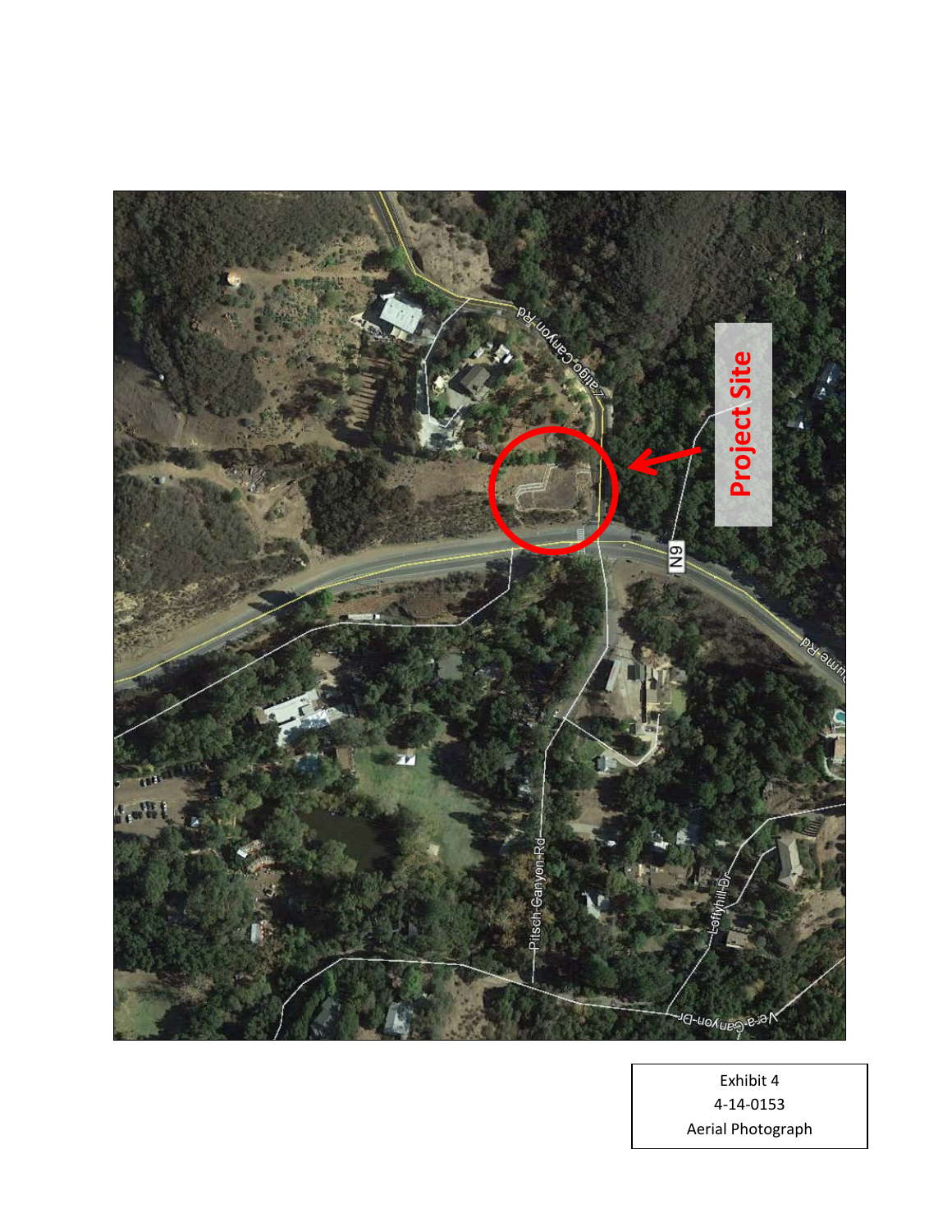Exhibit 4
4-14-0153
Aerial Photograph